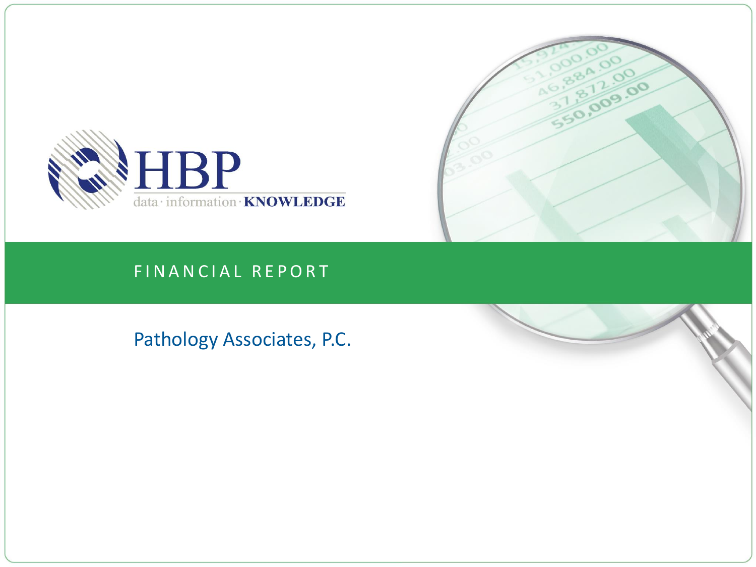HBP

data · information · KNOWLEDGE

# FINANCIAL REPORT

## Pathology Associates, P.C.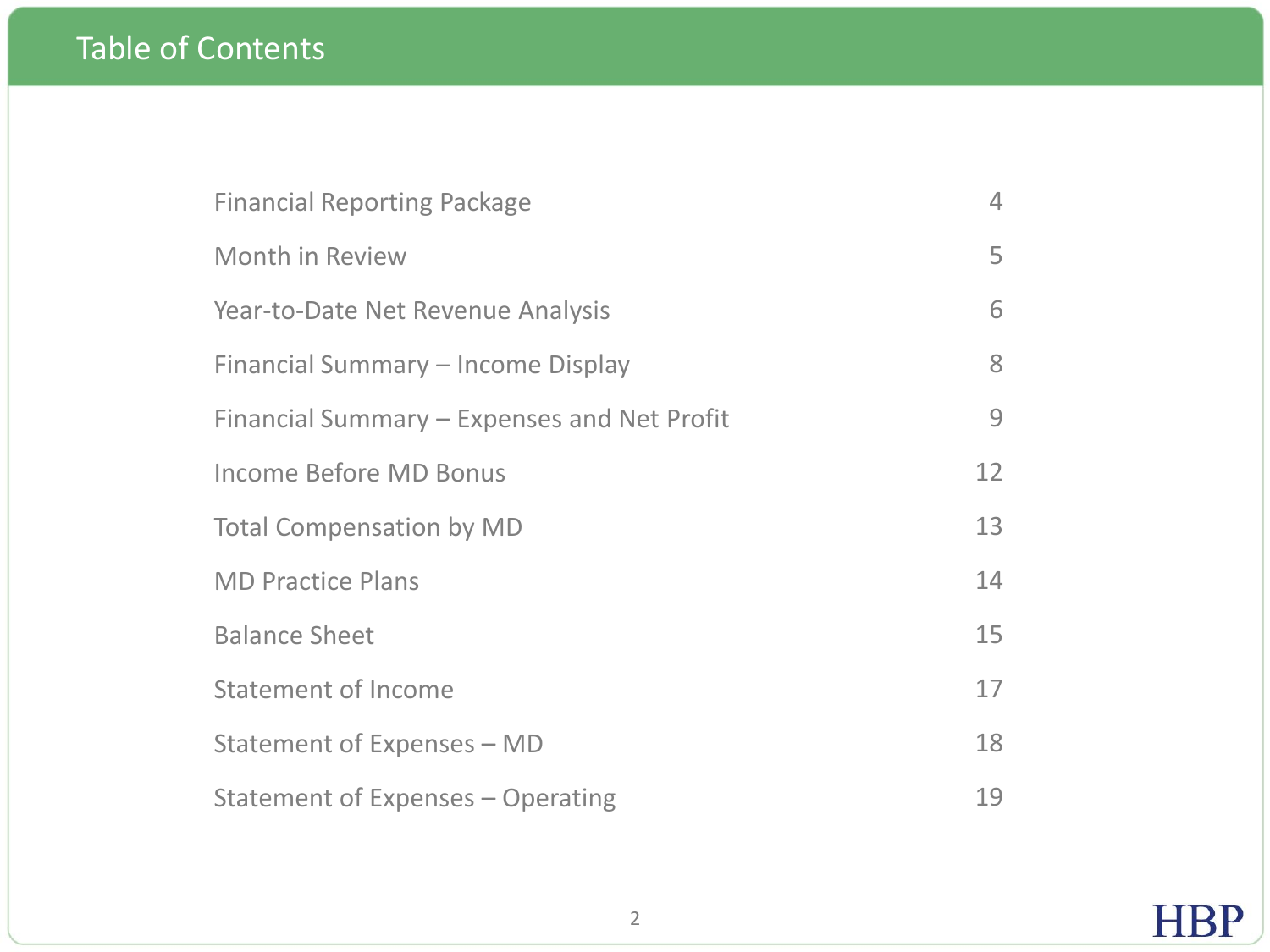# Table of Contents

| | |
|---|---|
| Financial Reporting Package | 4 |
| Month in Review | 5 |
| Year-to-Date Net Revenue Analysis | 6 |
| Financial Summary – Income Display | 8 |
| Financial Summary – Expenses and Net Profit | 9 |
| Income Before MD Bonus | 12 |
| Total Compensation by MD | 13 |
| MD Practice Plans | 14 |
| Balance Sheet | 15 |
| Statement of Income | 17 |
| Statement of Expenses – MD | 18 |
| Statement of Expenses – Operating | 19 |

HBP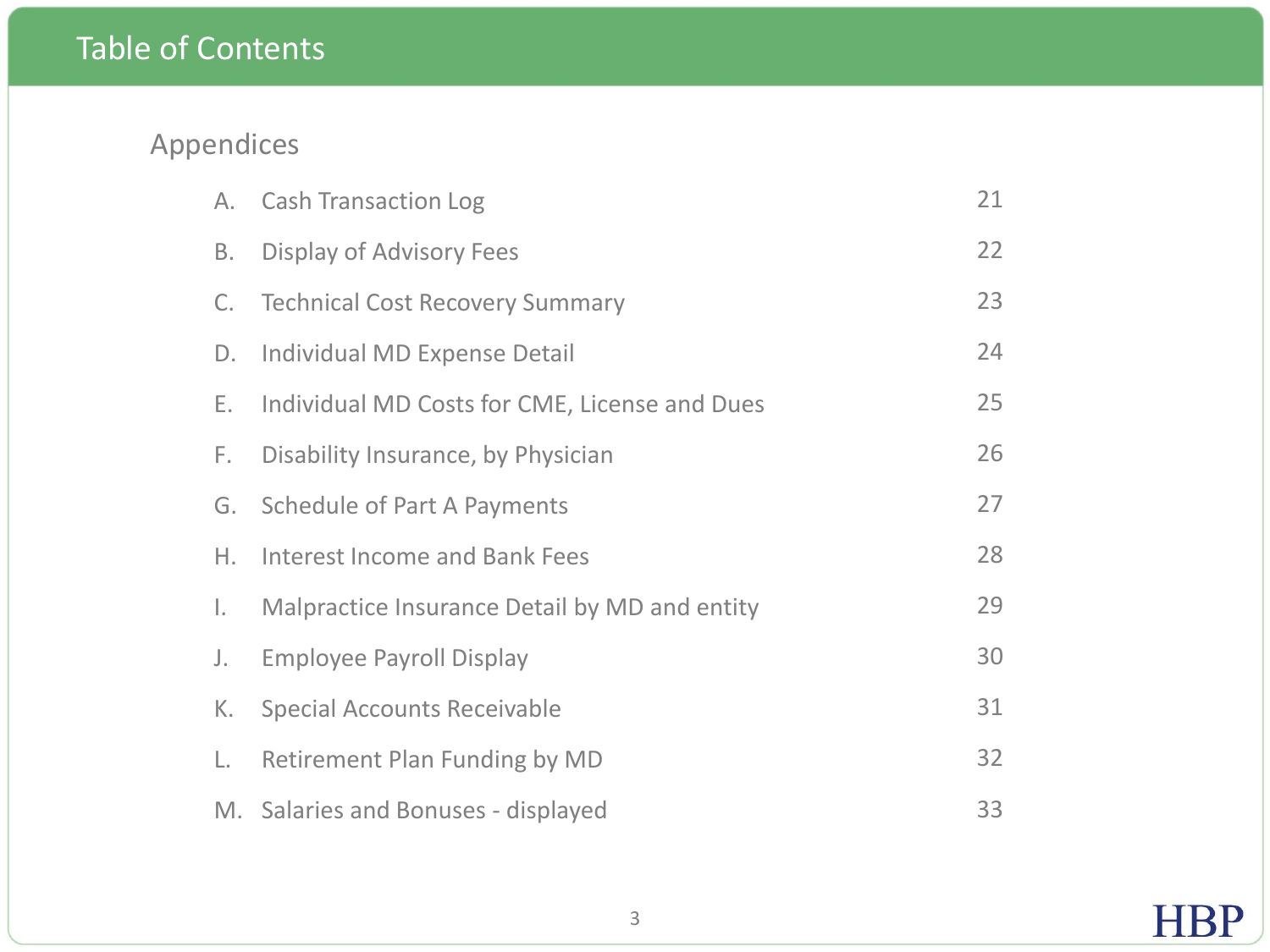# Table of Contents

## Appendices

| | | |
|---|---|---|
| A. | Cash Transaction Log | 21 |
| B. | Display of Advisory Fees | 22 |
| C. | Technical Cost Recovery Summary | 23 |
| D. | Individual MD Expense Detail | 24 |
| E. | Individual MD Costs for CME, License and Dues | 25 |
| F. | Disability Insurance, by Physician | 26 |
| G. | Schedule of Part A Payments | 27 |
| H. | Interest Income and Bank Fees | 28 |
| I. | Malpractice Insurance Detail by MD and entity | 29 |
| J. | Employee Payroll Display | 30 |
| K. | Special Accounts Receivable | 31 |
| L. | Retirement Plan Funding by MD | 32 |
| M. | Salaries and Bonuses - displayed | 33 |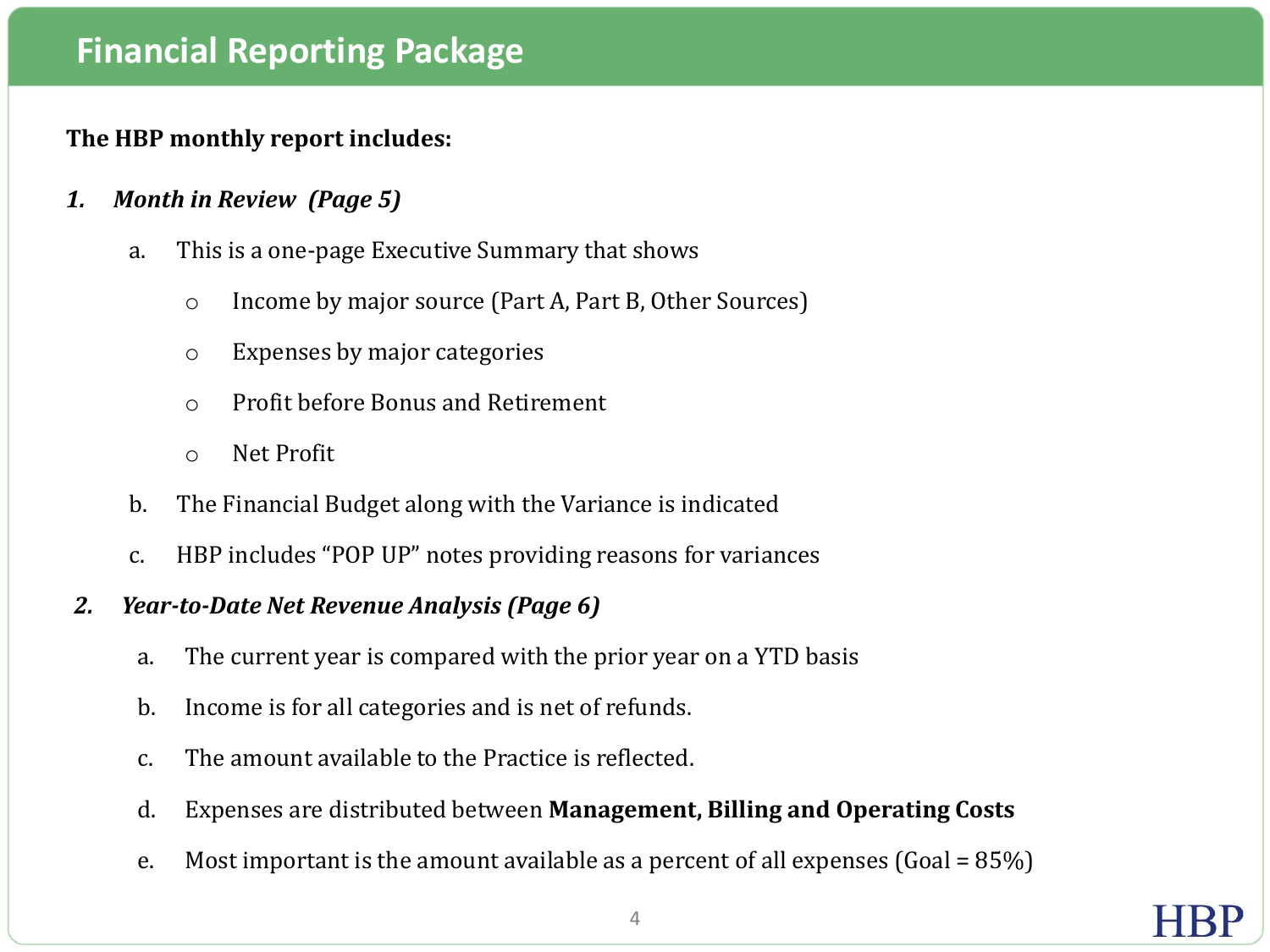# Financial Reporting Package

**The HBP monthly report includes:**

1. ***Month in Review (Page 5)***

   a. This is a one-page Executive Summary that shows

      - Income by major source (Part A, Part B, Other Sources)
      - Expenses by major categories
      - Profit before Bonus and Retirement
      - Net Profit

   b. The Financial Budget along with the Variance is indicated

   c. HBP includes "POP UP" notes providing reasons for variances

2. ***Year-to-Date Net Revenue Analysis (Page 6)***

   a. The current year is compared with the prior year on a YTD basis

   b. Income is for all categories and is net of refunds.

   c. The amount available to the Practice is reflected.

   d. Expenses are distributed between **Management, Billing and Operating Costs**

   e. Most important is the amount available as a percent of all expenses (Goal = 85%)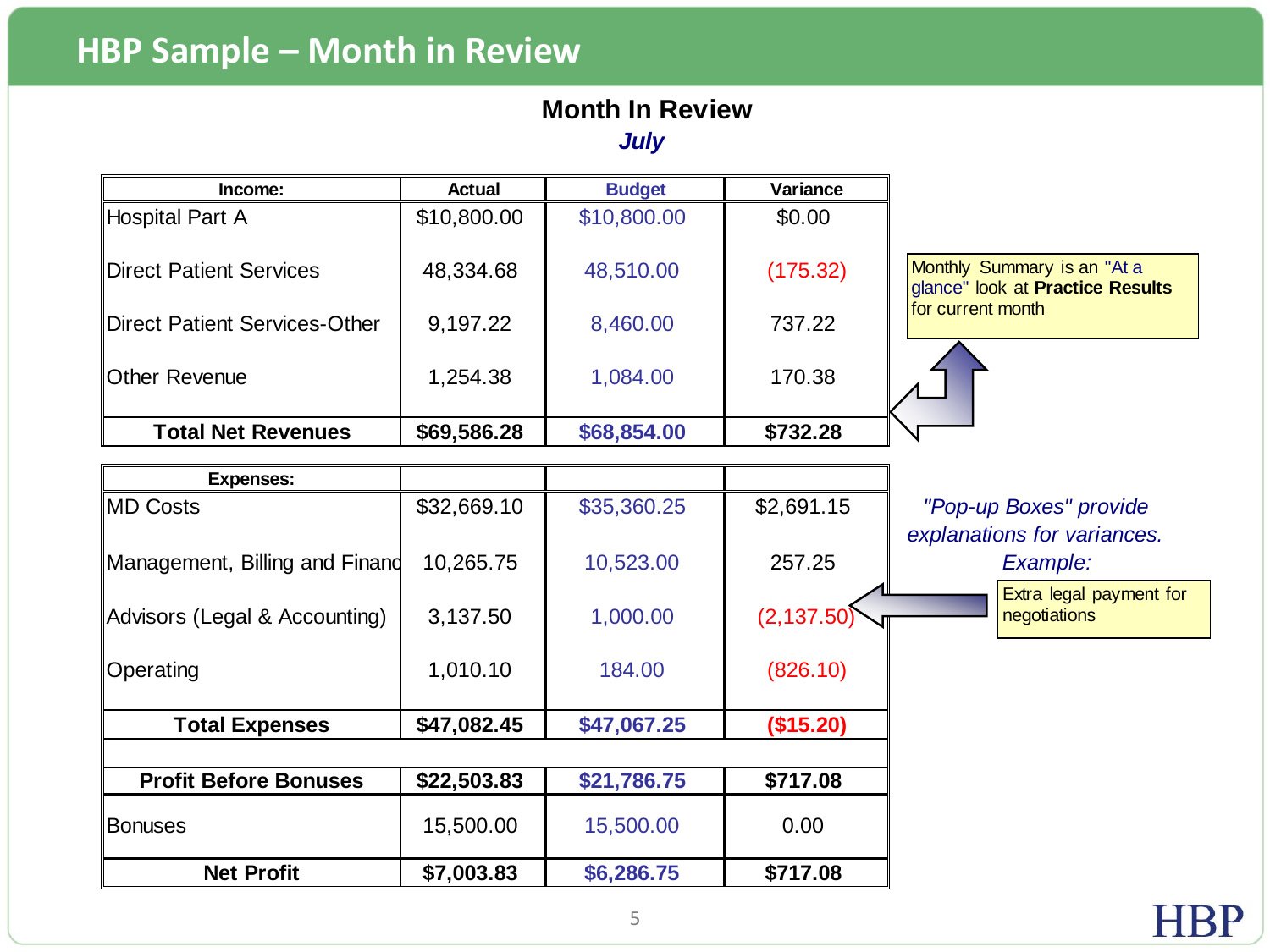# HBP Sample – Month in Review

## Month In Review

***July***

| Income: | Actual | Budget | Variance |
|---|---|---|---|
| Hospital Part A | $10,800.00 | $10,800.00 | $0.00 |
| Direct Patient Services | 48,334.68 | 48,510.00 | (175.32) |
| Direct Patient Services-Other | 9,197.22 | 8,460.00 | 737.22 |
| Other Revenue | 1,254.38 | 1,084.00 | 170.38 |
| **Total Net Revenues** | **$69,586.28** | **$68,854.00** | **$732.28** |

| Expenses: | | | |
|---|---|---|---|
| MD Costs | $32,669.10 | $35,360.25 | $2,691.15 |
| Management, Billing and Financ | 10,265.75 | 10,523.00 | 257.25 |
| Advisors (Legal & Accounting) | 3,137.50 | 1,000.00 | (2,137.50) |
| Operating | 1,010.10 | 184.00 | (826.10) |
| **Total Expenses** | **$47,082.45** | **$47,067.25** | **($15.20)** |
| | | | |
| **Profit Before Bonuses** | **$22,503.83** | **$21,786.75** | **$717.08** |
| Bonuses | 15,500.00 | 15,500.00 | 0.00 |
| **Net Profit** | **$7,003.83** | **$6,286.75** | **$717.08** |

Monthly Summary is an "At a glance" look at **Practice Results** for current month

*"Pop-up Boxes" provide explanations for variances. Example:*

Extra legal payment for negotiations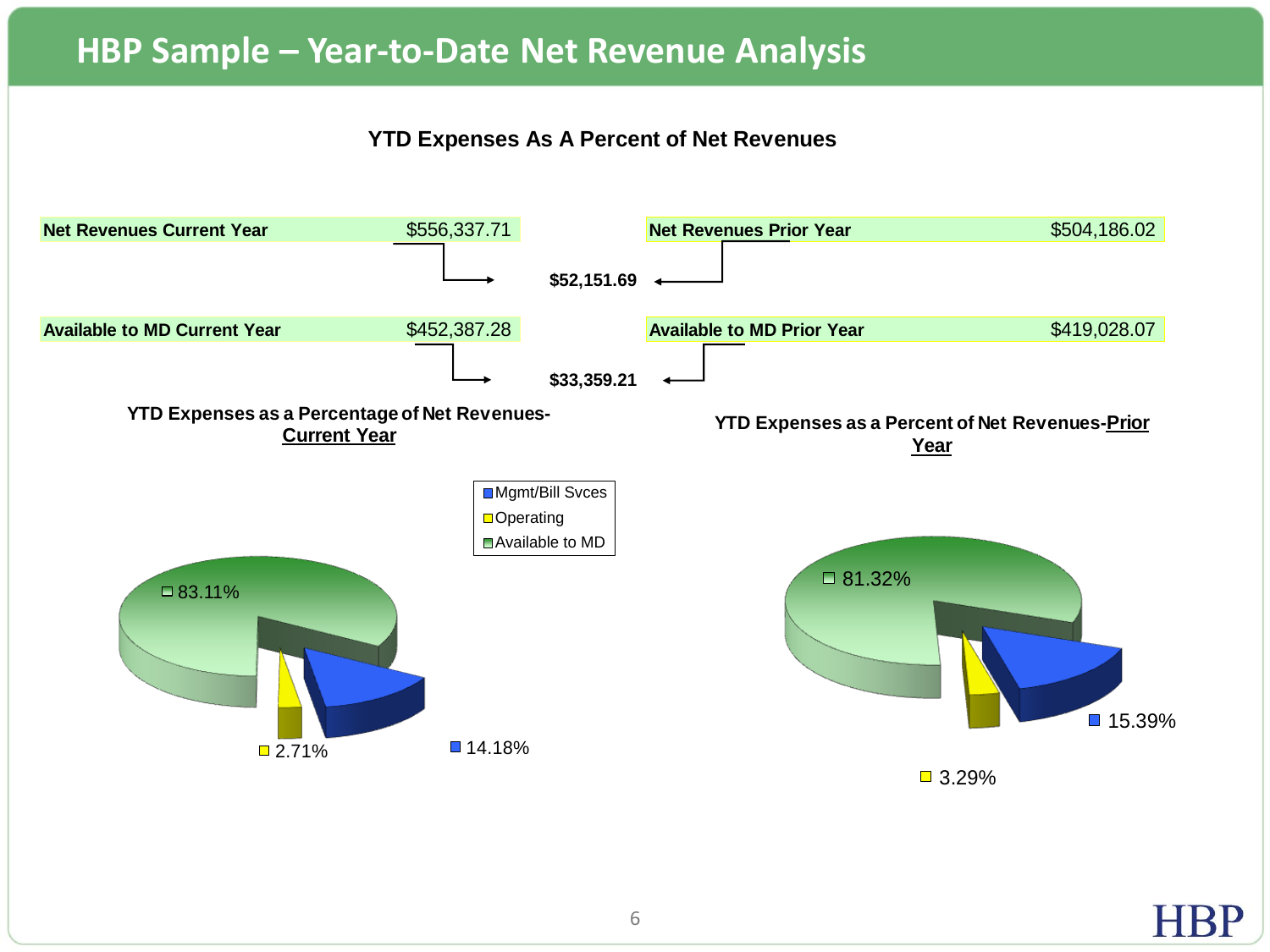# HBP Sample – Year-to-Date Net Revenue Analysis

## YTD Expenses As A Percent of Net Revenues

| | Current Year | Difference | Prior Year |
|---|---|---|---|
| Net Revenues | $556,337.71 | $52,151.69 | $504,186.02 |
| Available to MD | $452,387.28 | $33,359.21 | $419,028.07 |

### YTD Expenses as a Percentage of Net Revenues-Current Year

| Category | Percent |
|---|---|
| Mgmt/Bill Svces | 14.18% |
| Operating | 2.71% |
| Available to MD | 83.11% |

### YTD Expenses as a Percent of Net Revenues-Prior Year

| Category | Percent |
|---|---|
| Mgmt/Bill Svces | 15.39% |
| Operating | 3.29% |
| Available to MD | 81.32% |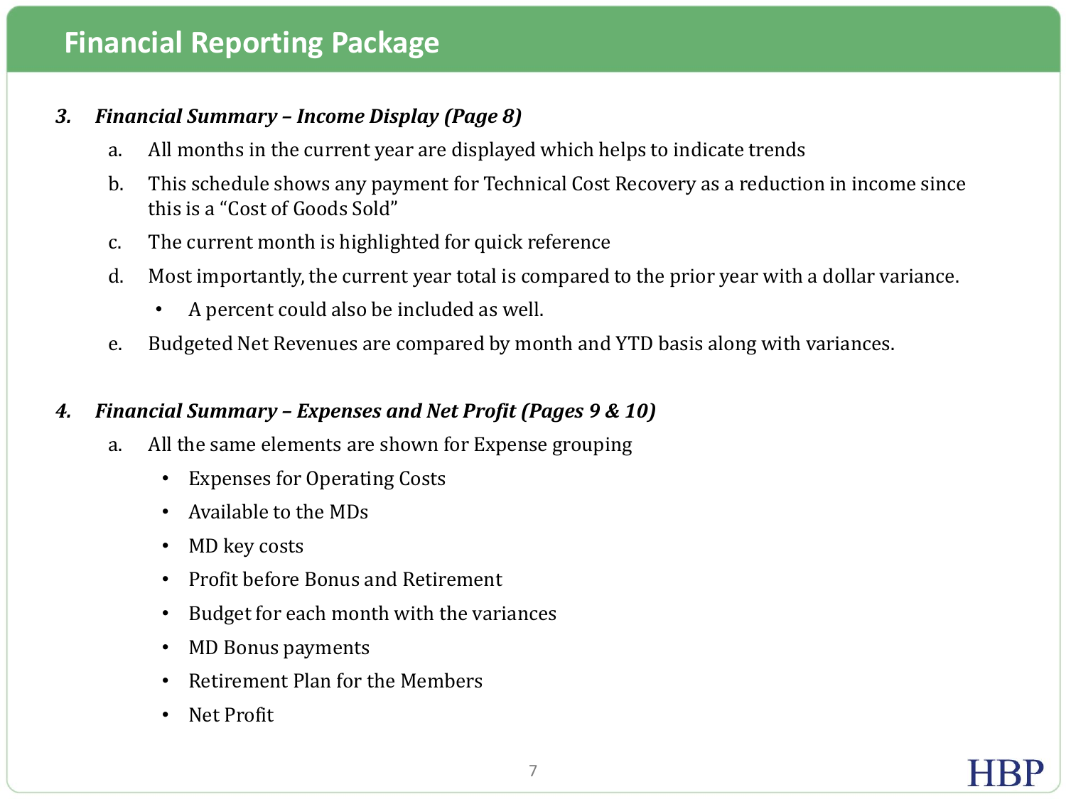# Financial Reporting Package

3. ***Financial Summary – Income Display (Page 8)***

   a. All months in the current year are displayed which helps to indicate trends

   b. This schedule shows any payment for Technical Cost Recovery as a reduction in income since this is a "Cost of Goods Sold"

   c. The current month is highlighted for quick reference

   d. Most importantly, the current year total is compared to the prior year with a dollar variance.
      - A percent could also be included as well.

   e. Budgeted Net Revenues are compared by month and YTD basis along with variances.

4. ***Financial Summary – Expenses and Net Profit (Pages 9 & 10)***

   a. All the same elements are shown for Expense grouping
      - Expenses for Operating Costs
      - Available to the MDs
      - MD key costs
      - Profit before Bonus and Retirement
      - Budget for each month with the variances
      - MD Bonus payments
      - Retirement Plan for the Members
      - Net Profit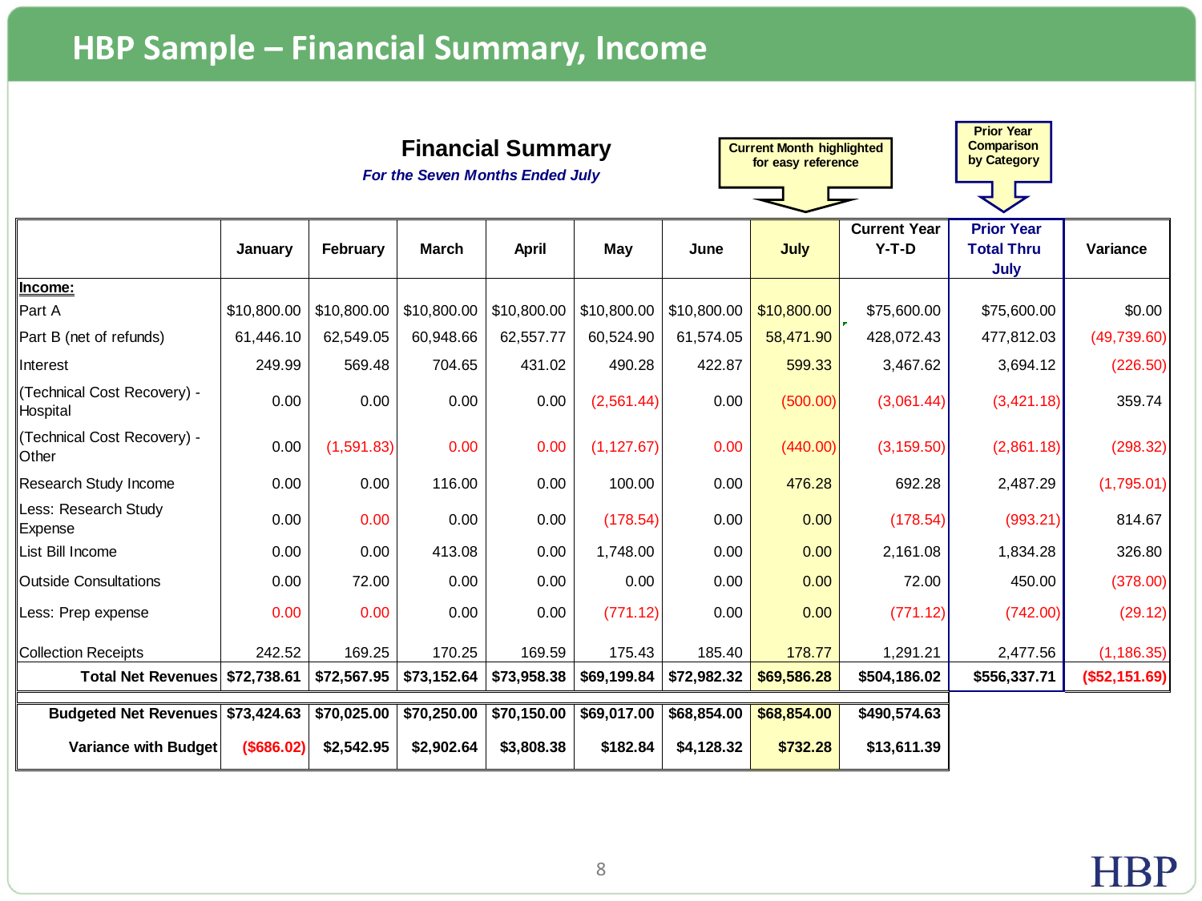# HBP Sample – Financial Summary, Income

## Financial Summary

*For the Seven Months Ended July*

Current Month highlighted for easy reference

Prior Year Comparison by Category

| | January | February | March | April | May | June | July | Current Year Y-T-D | Prior Year Total Thru July | Variance |
|---|---|---|---|---|---|---|---|---|---|---|
| **Income:** | | | | | | | | | | |
| Part A | $10,800.00 | $10,800.00 | $10,800.00 | $10,800.00 | $10,800.00 | $10,800.00 | $10,800.00 | $75,600.00 | $75,600.00 | $0.00 |
| Part B (net of refunds) | 61,446.10 | 62,549.05 | 60,948.66 | 62,557.77 | 60,524.90 | 61,574.05 | 58,471.90 | 428,072.43 | 477,812.03 | (49,739.60) |
| Interest | 249.99 | 569.48 | 704.65 | 431.02 | 490.28 | 422.87 | 599.33 | 3,467.62 | 3,694.12 | (226.50) |
| (Technical Cost Recovery) - Hospital | 0.00 | 0.00 | 0.00 | 0.00 | (2,561.44) | 0.00 | (500.00) | (3,061.44) | (3,421.18) | 359.74 |
| (Technical Cost Recovery) - Other | 0.00 | (1,591.83) | 0.00 | 0.00 | (1,127.67) | 0.00 | (440.00) | (3,159.50) | (2,861.18) | (298.32) |
| Research Study Income | 0.00 | 0.00 | 116.00 | 0.00 | 100.00 | 0.00 | 476.28 | 692.28 | 2,487.29 | (1,795.01) |
| Less: Research Study Expense | 0.00 | 0.00 | 0.00 | 0.00 | (178.54) | 0.00 | 0.00 | (178.54) | (993.21) | 814.67 |
| List Bill Income | 0.00 | 0.00 | 413.08 | 0.00 | 1,748.00 | 0.00 | 0.00 | 2,161.08 | 1,834.28 | 326.80 |
| Outside Consultations | 0.00 | 72.00 | 0.00 | 0.00 | 0.00 | 0.00 | 0.00 | 72.00 | 450.00 | (378.00) |
| Less: Prep expense | 0.00 | 0.00 | 0.00 | 0.00 | (771.12) | 0.00 | 0.00 | (771.12) | (742.00) | (29.12) |
| Collection Receipts | 242.52 | 169.25 | 170.25 | 169.59 | 175.43 | 185.40 | 178.77 | 1,291.21 | 2,477.56 | (1,186.35) |
| **Total Net Revenues** | **$72,738.61** | **$72,567.95** | **$73,152.64** | **$73,958.38** | **$69,199.84** | **$72,982.32** | **$69,586.28** | **$504,186.02** | **$556,337.71** | **($52,151.69)** |
| **Budgeted Net Revenues** | **$73,424.63** | **$70,025.00** | **$70,250.00** | **$70,150.00** | **$69,017.00** | **$68,854.00** | **$68,854.00** | **$490,574.63** | | |
| **Variance with Budget** | **($686.02)** | **$2,542.95** | **$2,902.64** | **$3,808.38** | **$182.84** | **$4,128.32** | **$732.28** | **$13,611.39** | | |

HBP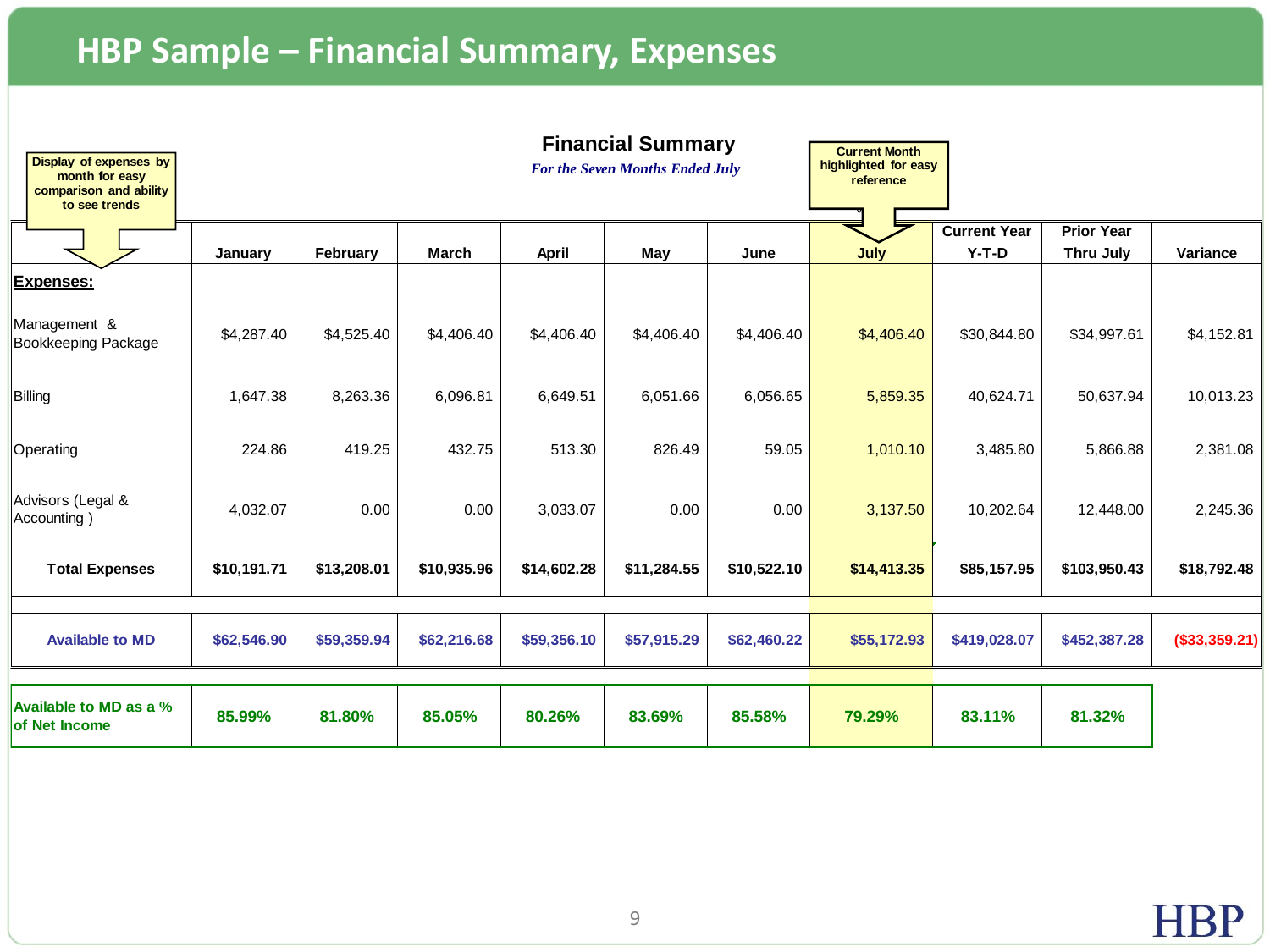# HBP Sample – Financial Summary, Expenses

**Financial Summary**

*For the Seven Months Ended July*

Display of expenses by month for easy comparison and ability to see trends

Current Month highlighted for easy reference

| | January | February | March | April | May | June | July | Current Year Y-T-D | Prior Year Thru July | Variance |
|---|---|---|---|---|---|---|---|---|---|---|
| **Expenses:** | | | | | | | | | | |
| Management & Bookkeeping Package | $4,287.40 | $4,525.40 | $4,406.40 | $4,406.40 | $4,406.40 | $4,406.40 | $4,406.40 | $30,844.80 | $34,997.61 | $4,152.81 |
| Billing | 1,647.38 | 8,263.36 | 6,096.81 | 6,649.51 | 6,051.66 | 6,056.65 | 5,859.35 | 40,624.71 | 50,637.94 | 10,013.23 |
| Operating | 224.86 | 419.25 | 432.75 | 513.30 | 826.49 | 59.05 | 1,010.10 | 3,485.80 | 5,866.88 | 2,381.08 |
| Advisors (Legal & Accounting ) | 4,032.07 | 0.00 | 0.00 | 3,033.07 | 0.00 | 0.00 | 3,137.50 | 10,202.64 | 12,448.00 | 2,245.36 |
| **Total Expenses** | **$10,191.71** | **$13,208.01** | **$10,935.96** | **$14,602.28** | **$11,284.55** | **$10,522.10** | **$14,413.35** | **$85,157.95** | **$103,950.43** | **$18,792.48** |
| **Available to MD** | **$62,546.90** | **$59,359.94** | **$62,216.68** | **$59,356.10** | **$57,915.29** | **$62,460.22** | **$55,172.93** | **$419,028.07** | **$452,387.28** | **($33,359.21)** |
| **Available to MD as a % of Net Income** | **85.99%** | **81.80%** | **85.05%** | **80.26%** | **83.69%** | **85.58%** | **79.29%** | **83.11%** | **81.32%** | |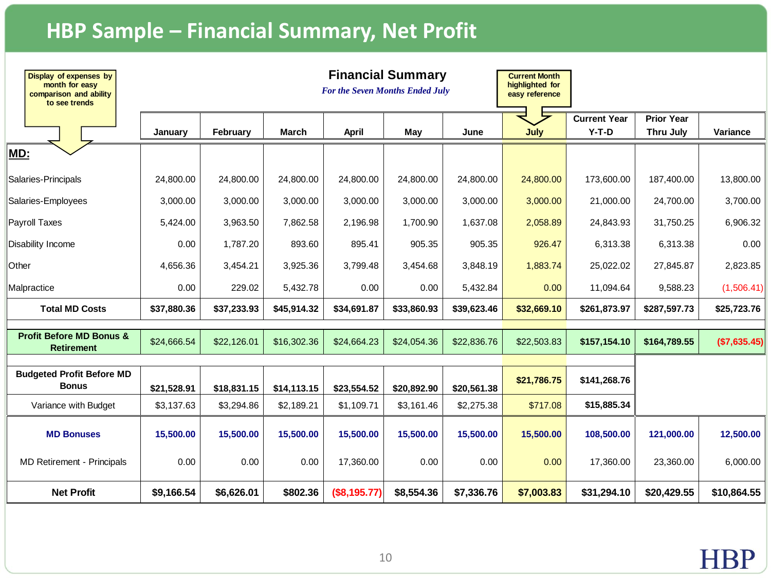# HBP Sample – Financial Summary, Net Profit

Display of expenses by month for easy comparison and ability to see trends

## Financial Summary

*For the Seven Months Ended July*

Current Month highlighted for easy reference

| | January | February | March | April | May | June | July | Current Year Y-T-D | Prior Year Thru July | Variance |
|---|---|---|---|---|---|---|---|---|---|---|
| **MD:** | | | | | | | | | | |
| Salaries-Principals | 24,800.00 | 24,800.00 | 24,800.00 | 24,800.00 | 24,800.00 | 24,800.00 | 24,800.00 | 173,600.00 | 187,400.00 | 13,800.00 |
| Salaries-Employees | 3,000.00 | 3,000.00 | 3,000.00 | 3,000.00 | 3,000.00 | 3,000.00 | 3,000.00 | 21,000.00 | 24,700.00 | 3,700.00 |
| Payroll Taxes | 5,424.00 | 3,963.50 | 7,862.58 | 2,196.98 | 1,700.90 | 1,637.08 | 2,058.89 | 24,843.93 | 31,750.25 | 6,906.32 |
| Disability Income | 0.00 | 1,787.20 | 893.60 | 895.41 | 905.35 | 905.35 | 926.47 | 6,313.38 | 6,313.38 | 0.00 |
| Other | 4,656.36 | 3,454.21 | 3,925.36 | 3,799.48 | 3,454.68 | 3,848.19 | 1,883.74 | 25,022.02 | 27,845.87 | 2,823.85 |
| Malpractice | 0.00 | 229.02 | 5,432.78 | 0.00 | 0.00 | 5,432.84 | 0.00 | 11,094.64 | 9,588.23 | (1,506.41) |
| **Total MD Costs** | **$37,880.36** | **$37,233.93** | **$45,914.32** | **$34,691.87** | **$33,860.93** | **$39,623.46** | **$32,669.10** | **$261,873.97** | **$287,597.73** | **$25,723.76** |
| **Profit Before MD Bonus & Retirement** | $24,666.54 | $22,126.01 | $16,302.36 | $24,664.23 | $24,054.36 | $22,836.76 | $22,503.83 | **$157,154.10** | **$164,789.55** | **($7,635.45)** |
| **Budgeted Profit Before MD Bonus** | **$21,528.91** | **$18,831.15** | **$14,113.15** | **$23,554.52** | **$20,892.90** | **$20,561.38** | **$21,786.75** | **$141,268.76** | | |
| Variance with Budget | $3,137.63 | $3,294.86 | $2,189.21 | $1,109.71 | $3,161.46 | $2,275.38 | $717.08 | **$15,885.34** | | |
| **MD Bonuses** | **15,500.00** | **15,500.00** | **15,500.00** | **15,500.00** | **15,500.00** | **15,500.00** | **15,500.00** | **108,500.00** | **121,000.00** | **12,500.00** |
| MD Retirement - Principals | 0.00 | 0.00 | 0.00 | 17,360.00 | 0.00 | 0.00 | 0.00 | 17,360.00 | 23,360.00 | 6,000.00 |
| **Net Profit** | **$9,166.54** | **$6,626.01** | **$802.36** | **($8,195.77)** | **$8,554.36** | **$7,336.76** | **$7,003.83** | **$31,294.10** | **$20,429.55** | **$10,864.55** |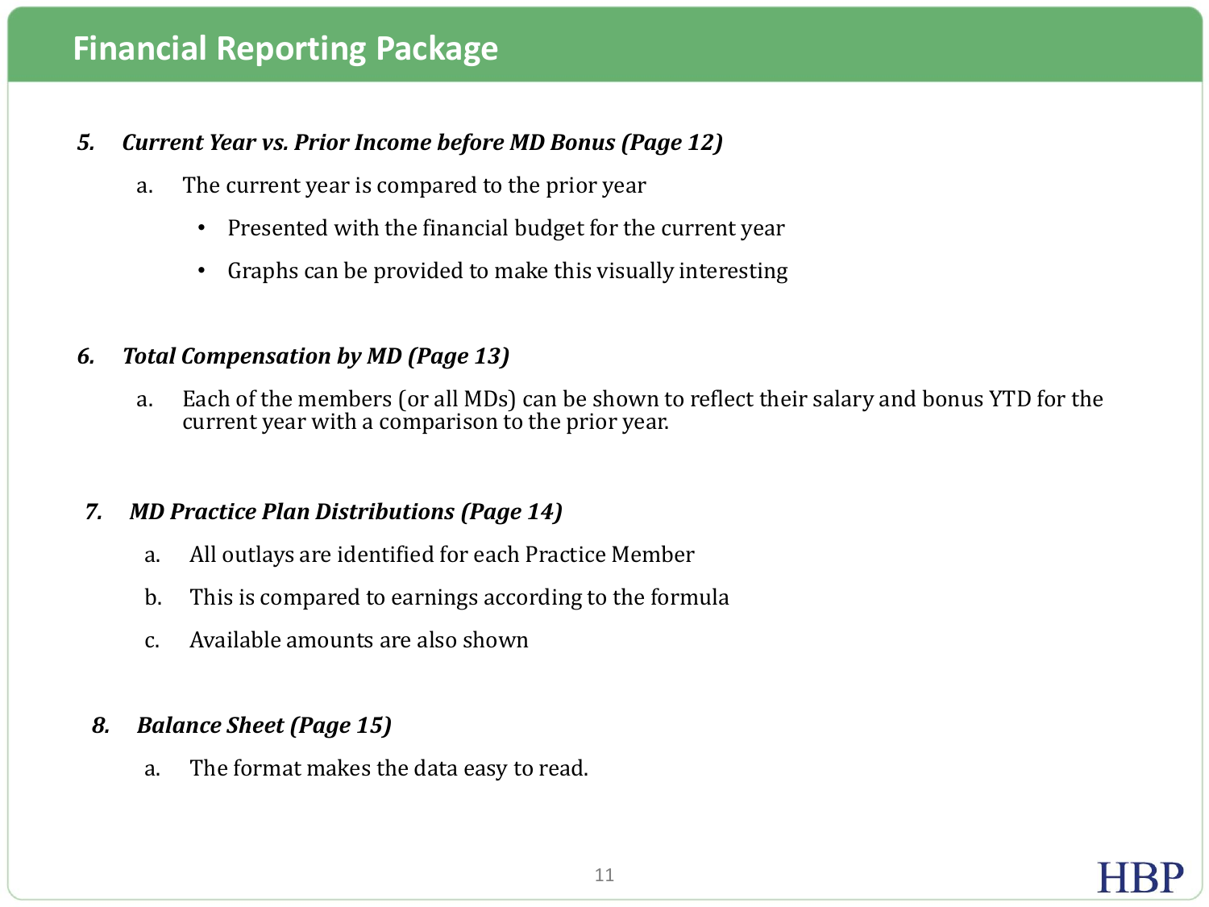# Financial Reporting Package

5. ***Current Year vs. Prior Income before MD Bonus (Page 12)***

    a. The current year is compared to the prior year

    - Presented with the financial budget for the current year
    - Graphs can be provided to make this visually interesting

6. ***Total Compensation by MD (Page 13)***

    a. Each of the members (or all MDs) can be shown to reflect their salary and bonus YTD for the current year with a comparison to the prior year.

7. ***MD Practice Plan Distributions (Page 14)***

    a. All outlays are identified for each Practice Member

    b. This is compared to earnings according to the formula

    c. Available amounts are also shown

8. ***Balance Sheet (Page 15)***

    a. The format makes the data easy to read.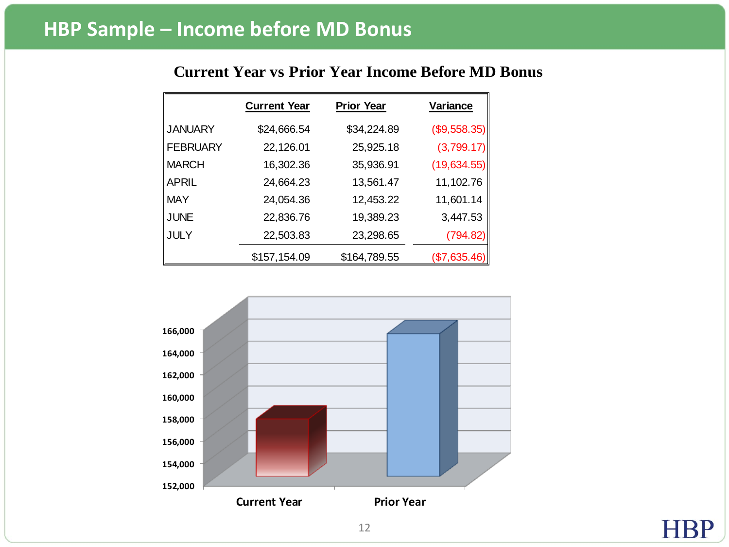# HBP Sample – Income before MD Bonus

## Current Year vs Prior Year Income Before MD Bonus

| | Current Year | Prior Year | Variance |
|---|---|---|---|
| JANUARY | $24,666.54 | $34,224.89 | ($9,558.35) |
| FEBRUARY | 22,126.01 | 25,925.18 | (3,799.17) |
| MARCH | 16,302.36 | 35,936.91 | (19,634.55) |
| APRIL | 24,664.23 | 13,561.47 | 11,102.76 |
| MAY | 24,054.36 | 12,453.22 | 11,601.14 |
| JUNE | 22,836.76 | 19,389.23 | 3,447.53 |
| JULY | 22,503.83 | 23,298.65 | (794.82) |
| | $157,154.09 | $164,789.55 | ($7,635.46) |

166,000
164,000
162,000
160,000
158,000
156,000
154,000
152,000

Current Year Prior Year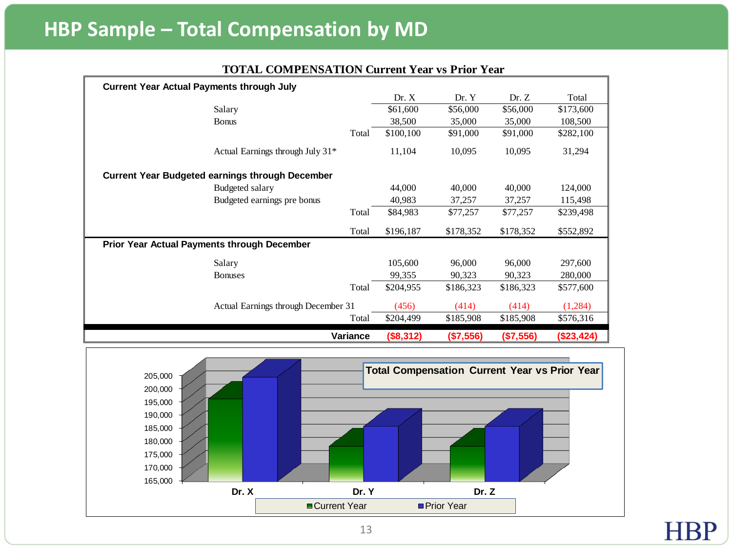# HBP Sample – Total Compensation by MD

**TOTAL COMPENSATION Current Year vs Prior Year**

| | | Dr. X | Dr. Y | Dr. Z | Total |
|---|---|---|---|---|---|
| **Current Year Actual Payments through July** | | | | | |
| Salary | | $61,600 | $56,000 | $56,000 | $173,600 |
| Bonus | | 38,500 | 35,000 | 35,000 | 108,500 |
| | Total | $100,100 | $91,000 | $91,000 | $282,100 |
| Actual Earnings through July 31* | | 11,104 | 10,095 | 10,095 | 31,294 |
| **Current Year Budgeted earnings through December** | | | | | |
| Budgeted salary | | 44,000 | 40,000 | 40,000 | 124,000 |
| Budgeted earnings pre bonus | | 40,983 | 37,257 | 37,257 | 115,498 |
| | Total | $84,983 | $77,257 | $77,257 | $239,498 |
| | Total | $196,187 | $178,352 | $178,352 | $552,892 |
| **Prior Year Actual Payments through December** | | | | | |
| Salary | | 105,600 | 96,000 | 96,000 | 297,600 |
| Bonuses | | 99,355 | 90,323 | 90,323 | 280,000 |
| | Total | $204,955 | $186,323 | $186,323 | $577,600 |
| Actual Earnings through December 31 | | (456) | (414) | (414) | (1,284) |
| | Total | $204,499 | $185,908 | $185,908 | $576,316 |
| | **Variance** | **($8,312)** | **($7,556)** | **($7,556)** | **($23,424)** |

**Total Compensation Current Year vs Prior Year**

| | Current Year | Prior Year |
|---|---|---|
| Dr. X | 196,187 | 204,499 |
| Dr. Y | 178,352 | 185,908 |
| Dr. Z | 178,352 | 185,908 |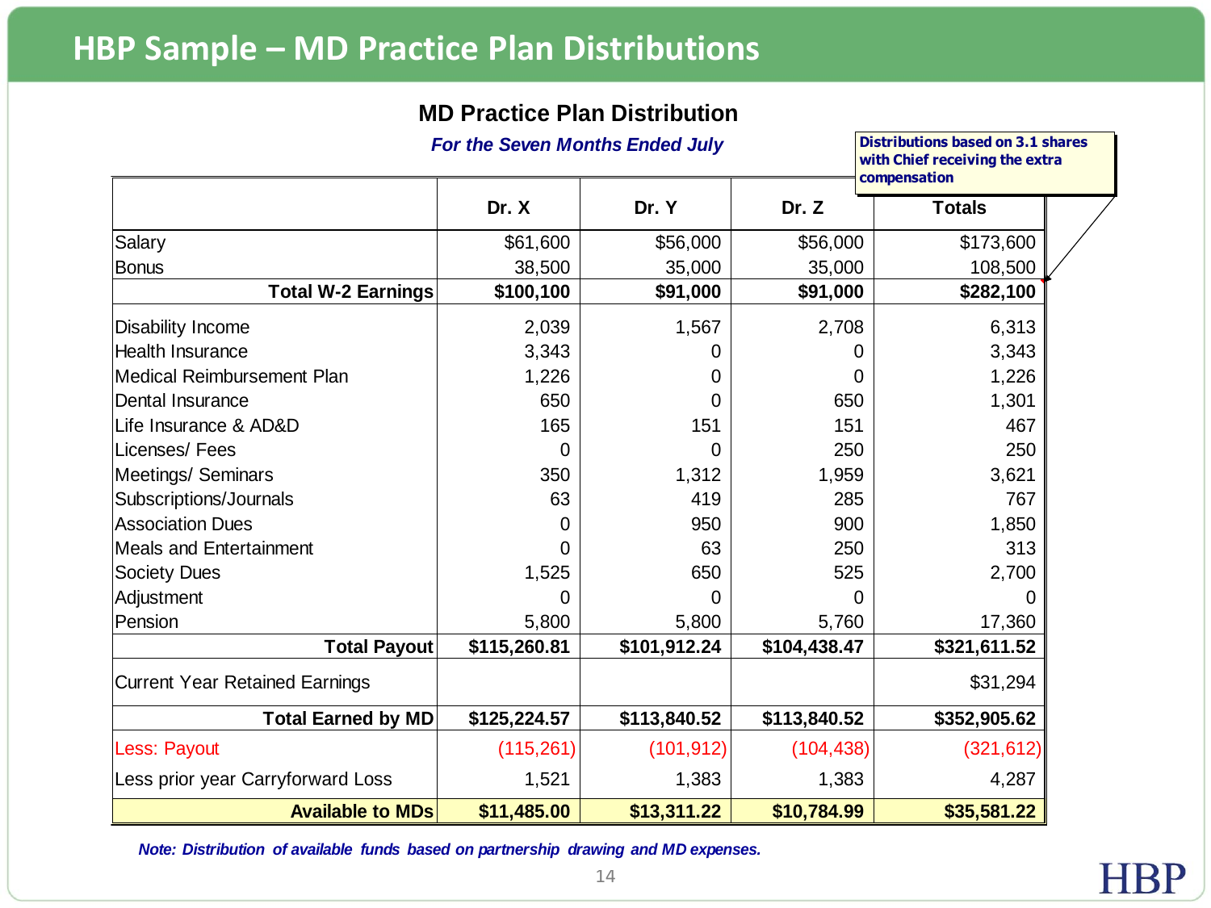# HBP Sample – MD Practice Plan Distributions

## MD Practice Plan Distribution

*For the Seven Months Ended July*

**Distributions based on 3.1 shares with Chief receiving the extra compensation**

| | Dr. X | Dr. Y | Dr. Z | Totals |
|---|---|---|---|---|
| Salary | $61,600 | $56,000 | $56,000 | $173,600 |
| Bonus | 38,500 | 35,000 | 35,000 | 108,500 |
| **Total W-2 Earnings** | **$100,100** | **$91,000** | **$91,000** | **$282,100** |
| Disability Income | 2,039 | 1,567 | 2,708 | 6,313 |
| Health Insurance | 3,343 | 0 | 0 | 3,343 |
| Medical Reimbursement Plan | 1,226 | 0 | 0 | 1,226 |
| Dental Insurance | 650 | 0 | 650 | 1,301 |
| Life Insurance & AD&D | 165 | 151 | 151 | 467 |
| Licenses/ Fees | 0 | 0 | 250 | 250 |
| Meetings/ Seminars | 350 | 1,312 | 1,959 | 3,621 |
| Subscriptions/Journals | 63 | 419 | 285 | 767 |
| Association Dues | 0 | 950 | 900 | 1,850 |
| Meals and Entertainment | 0 | 63 | 250 | 313 |
| Society Dues | 1,525 | 650 | 525 | 2,700 |
| Adjustment | 0 | 0 | 0 | 0 |
| Pension | 5,800 | 5,800 | 5,760 | 17,360 |
| **Total Payout** | **$115,260.81** | **$101,912.24** | **$104,438.47** | **$321,611.52** |
| Current Year Retained Earnings | | | | $31,294 |
| **Total Earned by MD** | **$125,224.57** | **$113,840.52** | **$113,840.52** | **$352,905.62** |
| Less: Payout | (115,261) | (101,912) | (104,438) | (321,612) |
| Less prior year Carryforward Loss | 1,521 | 1,383 | 1,383 | 4,287 |
| **Available to MDs** | **$11,485.00** | **$13,311.22** | **$10,784.99** | **$35,581.22** |

*Note: Distribution of available funds based on partnership drawing and MD expenses.*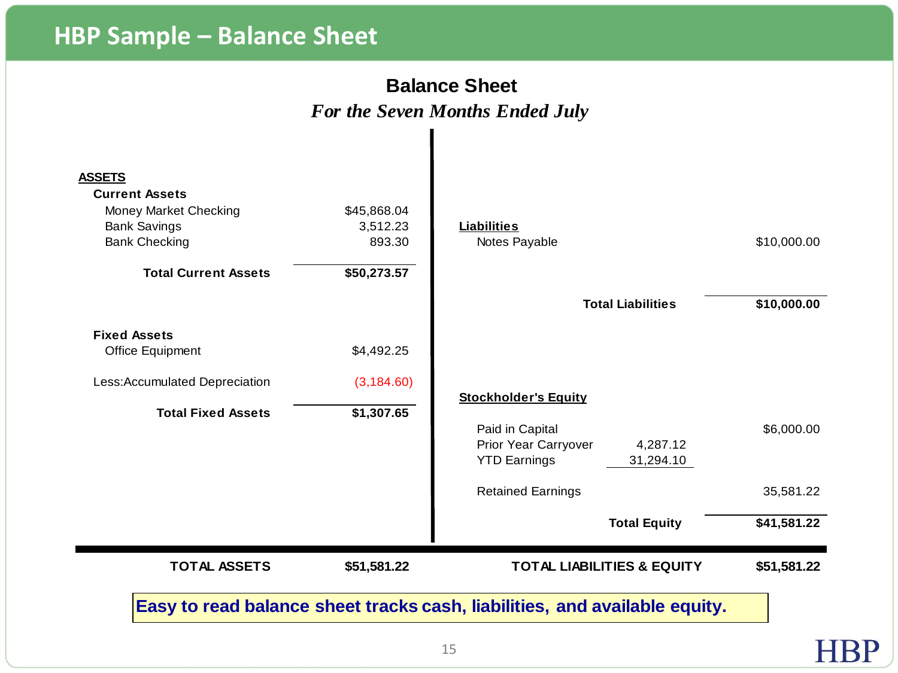# HBP Sample – Balance Sheet

## Balance Sheet

*For the Seven Months Ended July*

| **ASSETS** | |
|---|---|
| **Current Assets** | |
| Money Market Checking | $45,868.04 |
| Bank Savings | 3,512.23 |
| Bank Checking | 893.30 |
| **Total Current Assets** | **$50,273.57** |
| | |
| **Fixed Assets** | |
| Office Equipment | $4,492.25 |
| Less:Accumulated Depreciation | (3,184.60) |
| **Total Fixed Assets** | **$1,307.65** |
| | |
| **TOTAL ASSETS** | **$51,581.22** |

| **Liabilities** | | |
|---|---|---|
| Notes Payable | | $10,000.00 |
| **Total Liabilities** | | **$10,000.00** |
| | | |
| **Stockholder's Equity** | | |
| Paid in Capital | | $6,000.00 |
| Prior Year Carryover | 4,287.12 | |
| YTD Earnings | 31,294.10 | |
| Retained Earnings | | 35,581.22 |
| **Total Equity** | | **$41,581.22** |
| | | |
| **TOTAL LIABILITIES & EQUITY** | | **$51,581.22** |

**Easy to read balance sheet tracks cash, liabilities, and available equity.**

HBP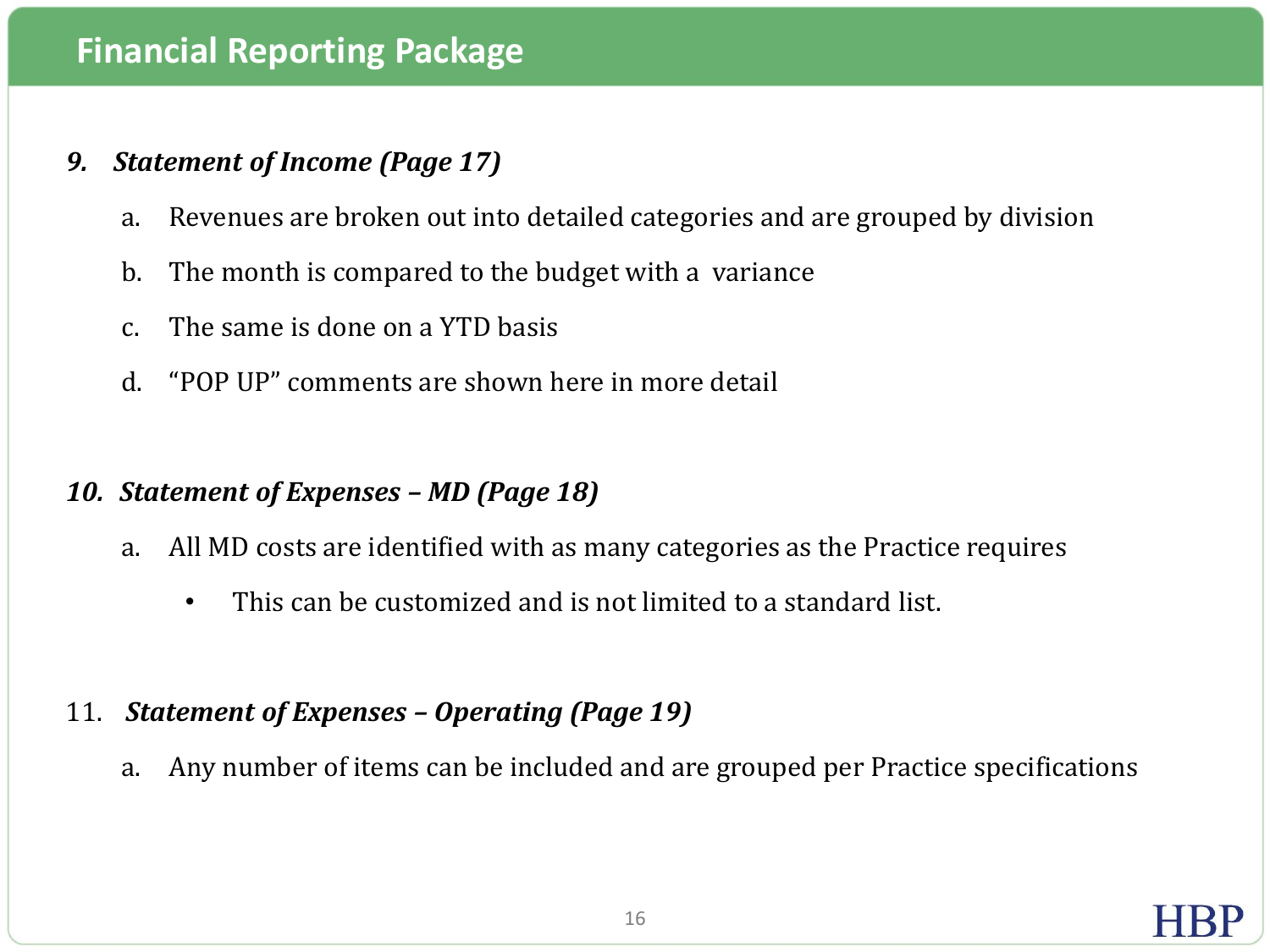# Financial Reporting Package

**9. *Statement of Income (Page 17)***

a. Revenues are broken out into detailed categories and are grouped by division

b. The month is compared to the budget with a variance

c. The same is done on a YTD basis

d. "POP UP" comments are shown here in more detail

**10. *Statement of Expenses – MD (Page 18)***

a. All MD costs are identified with as many categories as the Practice requires

- This can be customized and is not limited to a standard list.

11. ***Statement of Expenses – Operating (Page 19)***

a. Any number of items can be included and are grouped per Practice specifications

HBP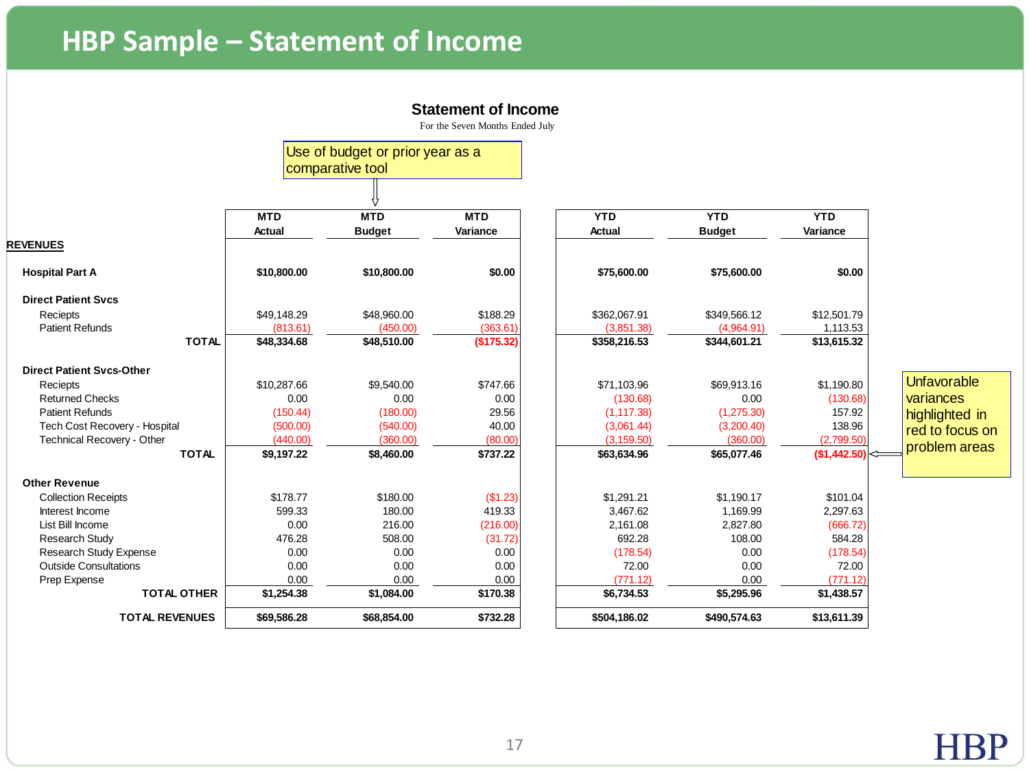# HBP Sample – Statement of Income

## Statement of Income

For the Seven Months Ended July

Use of budget or prior year as a comparative tool

| | MTD Actual | MTD Budget | MTD Variance | YTD Actual | YTD Budget | YTD Variance |
|---|---|---|---|---|---|---|
| **REVENUES** | | | | | | |
| **Hospital Part A** | **$10,800.00** | **$10,800.00** | **$0.00** | **$75,600.00** | **$75,600.00** | **$0.00** |
| **Direct Patient Svcs** | | | | | | |
| Reciepts | $49,148.29 | $48,960.00 | $188.29 | $362,067.91 | $349,566.12 | $12,501.79 |
| Patient Refunds | (813.61) | (450.00) | (363.61) | (3,851.38) | (4,964.91) | 1,113.53 |
| **TOTAL** | **$48,334.68** | **$48,510.00** | **($175.32)** | **$358,216.53** | **$344,601.21** | **$13,615.32** |
| **Direct Patient Svcs-Other** | | | | | | |
| Reciepts | $10,287.66 | $9,540.00 | $747.66 | $71,103.96 | $69,913.16 | $1,190.80 |
| Returned Checks | 0.00 | 0.00 | 0.00 | (130.68) | 0.00 | (130.68) |
| Patient Refunds | (150.44) | (180.00) | 29.56 | (1,117.38) | (1,275.30) | 157.92 |
| Tech Cost Recovery - Hospital | (500.00) | (540.00) | 40.00 | (3,061.44) | (3,200.40) | 138.96 |
| Technical Recovery - Other | (440.00) | (360.00) | (80.00) | (3,159.50) | (360.00) | (2,799.50) |
| **TOTAL** | **$9,197.22** | **$8,460.00** | **$737.22** | **$63,634.96** | **$65,077.46** | **($1,442.50)** |
| **Other Revenue** | | | | | | |
| Collection Receipts | $178.77 | $180.00 | ($1.23) | $1,291.21 | $1,190.17 | $101.04 |
| Interest Income | 599.33 | 180.00 | 419.33 | 3,467.62 | 1,169.99 | 2,297.63 |
| List Bill Income | 0.00 | 216.00 | (216.00) | 2,161.08 | 2,827.80 | (666.72) |
| Research Study | 476.28 | 508.00 | (31.72) | 692.28 | 108.00 | 584.28 |
| Research Study Expense | 0.00 | 0.00 | 0.00 | (178.54) | 0.00 | (178.54) |
| Outside Consultations | 0.00 | 0.00 | 0.00 | 72.00 | 0.00 | 72.00 |
| Prep Expense | 0.00 | 0.00 | 0.00 | (771.12) | 0.00 | (771.12) |
| **TOTAL OTHER** | **$1,254.38** | **$1,084.00** | **$170.38** | **$6,734.53** | **$5,295.96** | **$1,438.57** |
| **TOTAL REVENUES** | **$69,586.28** | **$68,854.00** | **$732.28** | **$504,186.02** | **$490,574.63** | **$13,611.39** |

Unfavorable variances highlighted in red to focus on problem areas

HBP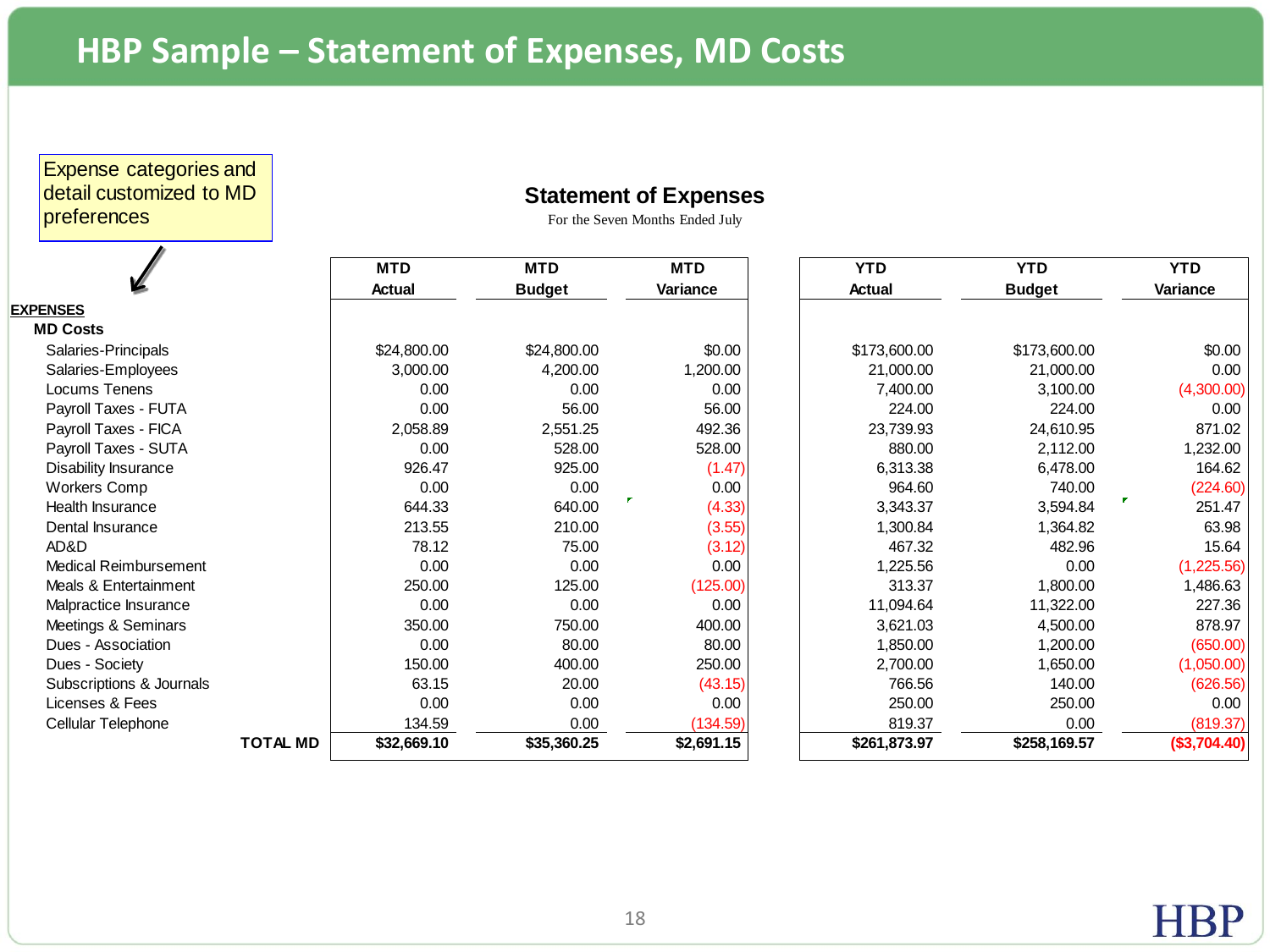# HBP Sample – Statement of Expenses, MD Costs

Expense categories and detail customized to MD preferences

## Statement of Expenses

For the Seven Months Ended July

| | MTD Actual | MTD Budget | MTD Variance | YTD Actual | YTD Budget | YTD Variance |
|---|---|---|---|---|---|---|
| **EXPENSES** | | | | | | |
| **MD Costs** | | | | | | |
| Salaries-Principals | $24,800.00 | $24,800.00 | $0.00 | $173,600.00 | $173,600.00 | $0.00 |
| Salaries-Employees | 3,000.00 | 4,200.00 | 1,200.00 | 21,000.00 | 21,000.00 | 0.00 |
| Locums Tenens | 0.00 | 0.00 | 0.00 | 7,400.00 | 3,100.00 | (4,300.00) |
| Payroll Taxes - FUTA | 0.00 | 56.00 | 56.00 | 224.00 | 224.00 | 0.00 |
| Payroll Taxes - FICA | 2,058.89 | 2,551.25 | 492.36 | 23,739.93 | 24,610.95 | 871.02 |
| Payroll Taxes - SUTA | 0.00 | 528.00 | 528.00 | 880.00 | 2,112.00 | 1,232.00 |
| Disability Insurance | 926.47 | 925.00 | (1.47) | 6,313.38 | 6,478.00 | 164.62 |
| Workers Comp | 0.00 | 0.00 | 0.00 | 964.60 | 740.00 | (224.60) |
| Health Insurance | 644.33 | 640.00 | (4.33) | 3,343.37 | 3,594.84 | 251.47 |
| Dental Insurance | 213.55 | 210.00 | (3.55) | 1,300.84 | 1,364.82 | 63.98 |
| AD&D | 78.12 | 75.00 | (3.12) | 467.32 | 482.96 | 15.64 |
| Medical Reimbursement | 0.00 | 0.00 | 0.00 | 1,225.56 | 0.00 | (1,225.56) |
| Meals & Entertainment | 250.00 | 125.00 | (125.00) | 313.37 | 1,800.00 | 1,486.63 |
| Malpractice Insurance | 0.00 | 0.00 | 0.00 | 11,094.64 | 11,322.00 | 227.36 |
| Meetings & Seminars | 350.00 | 750.00 | 400.00 | 3,621.03 | 4,500.00 | 878.97 |
| Dues - Association | 0.00 | 80.00 | 80.00 | 1,850.00 | 1,200.00 | (650.00) |
| Dues - Society | 150.00 | 400.00 | 250.00 | 2,700.00 | 1,650.00 | (1,050.00) |
| Subscriptions & Journals | 63.15 | 20.00 | (43.15) | 766.56 | 140.00 | (626.56) |
| Licenses & Fees | 0.00 | 0.00 | 0.00 | 250.00 | 250.00 | 0.00 |
| Cellular Telephone | 134.59 | 0.00 | (134.59) | 819.37 | 0.00 | (819.37) |
| **TOTAL MD** | **$32,669.10** | **$35,360.25** | **$2,691.15** | **$261,873.97** | **$258,169.57** | **($3,704.40)** |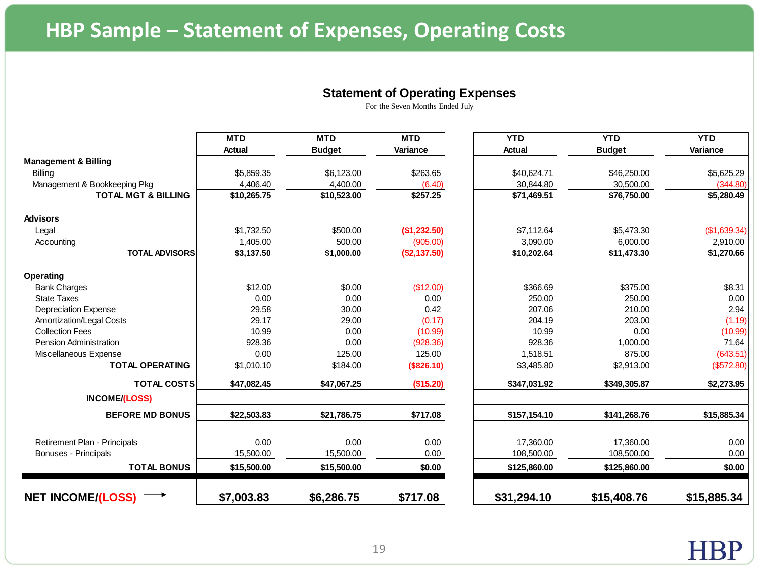# HBP Sample – Statement of Expenses, Operating Costs

## Statement of Operating Expenses

For the Seven Months Ended July

| | MTD Actual | MTD Budget | MTD Variance | YTD Actual | YTD Budget | YTD Variance |
|---|---|---|---|---|---|---|
| **Management & Billing** | | | | | | |
| Billing | $5,859.35 | $6,123.00 | $263.65 | $40,624.71 | $46,250.00 | $5,625.29 |
| Management & Bookkeeping Pkg | 4,406.40 | 4,400.00 | (6.40) | 30,844.80 | 30,500.00 | (344.80) |
| **TOTAL MGT & BILLING** | **$10,265.75** | **$10,523.00** | **$257.25** | **$71,469.51** | **$76,750.00** | **$5,280.49** |
| **Advisors** | | | | | | |
| Legal | $1,732.50 | $500.00 | **($1,232.50)** | $7,112.64 | $5,473.30 | ($1,639.34) |
| Accounting | 1,405.00 | 500.00 | (905.00) | 3,090.00 | 6,000.00 | 2,910.00 |
| **TOTAL ADVISORS** | **$3,137.50** | **$1,000.00** | **($2,137.50)** | **$10,202.64** | **$11,473.30** | **$1,270.66** |
| **Operating** | | | | | | |
| Bank Charges | $12.00 | $0.00 | ($12.00) | $366.69 | $375.00 | $8.31 |
| State Taxes | 0.00 | 0.00 | 0.00 | 250.00 | 250.00 | 0.00 |
| Depreciation Expense | 29.58 | 30.00 | 0.42 | 207.06 | 210.00 | 2.94 |
| Amortization/Legal Costs | 29.17 | 29.00 | (0.17) | 204.19 | 203.00 | (1.19) |
| Collection Fees | 10.99 | 0.00 | (10.99) | 10.99 | 0.00 | (10.99) |
| Pension Administration | 928.36 | 0.00 | (928.36) | 928.36 | 1,000.00 | 71.64 |
| Miscellaneous Expense | 0.00 | 125.00 | 125.00 | 1,518.51 | 875.00 | (643.51) |
| **TOTAL OPERATING** | $1,010.10 | $184.00 | **($826.10)** | $3,485.80 | $2,913.00 | ($572.80) |
| **TOTAL COSTS** | **$47,082.45** | **$47,067.25** | **($15.20)** | **$347,031.92** | **$349,305.87** | **$2,273.95** |
| **INCOME/(LOSS)** | | | | | | |
| **BEFORE MD BONUS** | **$22,503.83** | **$21,786.75** | **$717.08** | **$157,154.10** | **$141,268.76** | **$15,885.34** |
| Retirement Plan - Principals | 0.00 | 0.00 | 0.00 | 17,360.00 | 17,360.00 | 0.00 |
| Bonuses - Principals | 15,500.00 | 15,500.00 | 0.00 | 108,500.00 | 108,500.00 | 0.00 |
| **TOTAL BONUS** | **$15,500.00** | **$15,500.00** | **$0.00** | **$125,860.00** | **$125,860.00** | **$0.00** |
| **NET INCOME/(LOSS)** → | **$7,003.83** | **$6,286.75** | **$717.08** | **$31,294.10** | **$15,408.76** | **$15,885.34** |

HBP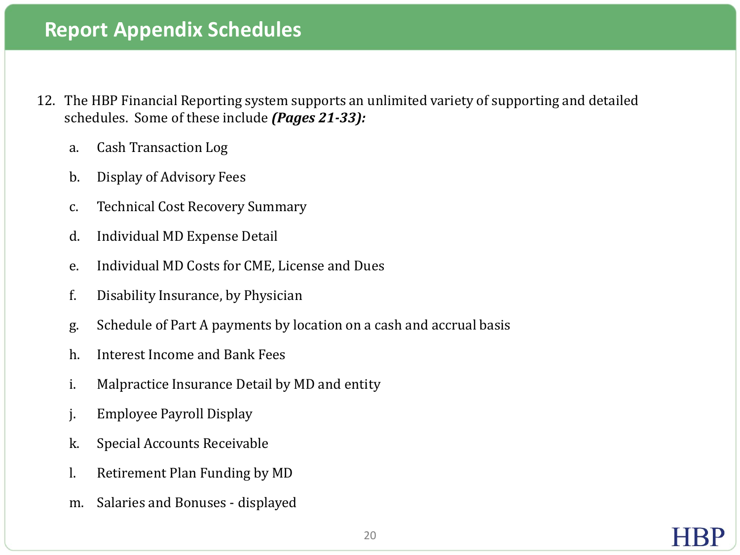# Report Appendix Schedules

12. The HBP Financial Reporting system supports an unlimited variety of supporting and detailed schedules. Some of these include ***(Pages 21-33):***

    a. Cash Transaction Log

    b. Display of Advisory Fees

    c. Technical Cost Recovery Summary

    d. Individual MD Expense Detail

    e. Individual MD Costs for CME, License and Dues

    f. Disability Insurance, by Physician

    g. Schedule of Part A payments by location on a cash and accrual basis

    h. Interest Income and Bank Fees

    i. Malpractice Insurance Detail by MD and entity

    j. Employee Payroll Display

    k. Special Accounts Receivable

    l. Retirement Plan Funding by MD

    m. Salaries and Bonuses - displayed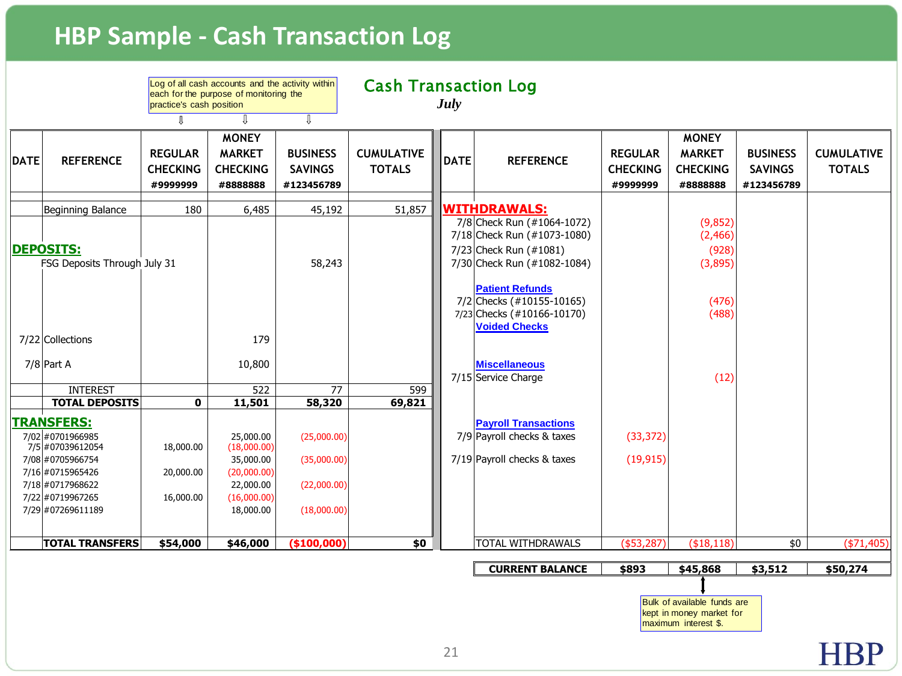# HBP Sample - Cash Transaction Log

> Log of all cash accounts and the activity within each for the purpose of monitoring the practice's cash position

## Cash Transaction Log

*July*

| DATE | REFERENCE | REGULAR CHECKING #9999999 | MONEY MARKET CHECKING #8888888 | BUSINESS SAVINGS #123456789 | CUMULATIVE TOTALS |
|---|---|---|---|---|---|
| | Beginning Balance | 180 | 6,485 | 45,192 | 51,857 |
| **DEPOSITS:** | | | | | |
| | FSG Deposits Through July 31 | | | 58,243 | |
| 7/22 | Collections | | 179 | | |
| 7/8 | Part A | | 10,800 | | |
| | INTEREST | | 522 | 77 | 599 |
| | **TOTAL DEPOSITS** | **0** | **11,501** | **58,320** | **69,821** |
| **TRANSFERS:** | | | | | |
| 7/02 | #0701966985 | | 25,000.00 | (25,000.00) | |
| 7/5 | #07039612054 | 18,000.00 | (18,000.00) | | |
| 7/08 | #0705966754 | | 35,000.00 | (35,000.00) | |
| 7/16 | #0715965426 | 20,000.00 | (20,000.00) | | |
| 7/18 | #0717968622 | | 22,000.00 | (22,000.00) | |
| 7/22 | #0719967265 | 16,000.00 | (16,000.00) | | |
| 7/29 | #07269611189 | | 18,000.00 | (18,000.00) | |
| | **TOTAL TRANSFERS** | **$54,000** | **$46,000** | **($100,000)** | **$0** |

| DATE | REFERENCE | REGULAR CHECKING #9999999 | MONEY MARKET CHECKING #8888888 | BUSINESS SAVINGS #123456789 | CUMULATIVE TOTALS |
|---|---|---|---|---|---|
| **WITHDRAWALS:** | | | | | |
| 7/8 | Check Run (#1064-1072) | | (9,852) | | |
| 7/18 | Check Run (#1073-1080) | | (2,466) | | |
| 7/23 | Check Run (#1081) | | (928) | | |
| 7/30 | Check Run (#1082-1084) | | (3,895) | | |
| | **Patient Refunds** | | | | |
| 7/2 | Checks (#10155-10165) | | (476) | | |
| 7/23 | Checks (#10166-10170) | | (488) | | |
| | **Voided Checks** | | | | |
| | **Miscellaneous** | | | | |
| 7/15 | Service Charge | | (12) | | |
| | **Payroll Transactions** | | | | |
| 7/9 | Payroll checks & taxes | (33,372) | | | |
| 7/19 | Payroll checks & taxes | (19,915) | | | |
| | TOTAL WITHDRAWALS | ($53,287) | ($18,118) | $0 | ($71,405) |
| | **CURRENT BALANCE** | **$893** | **$45,868** | **$3,512** | **$50,274** |

> Bulk of available funds are kept in money market for maximum interest $.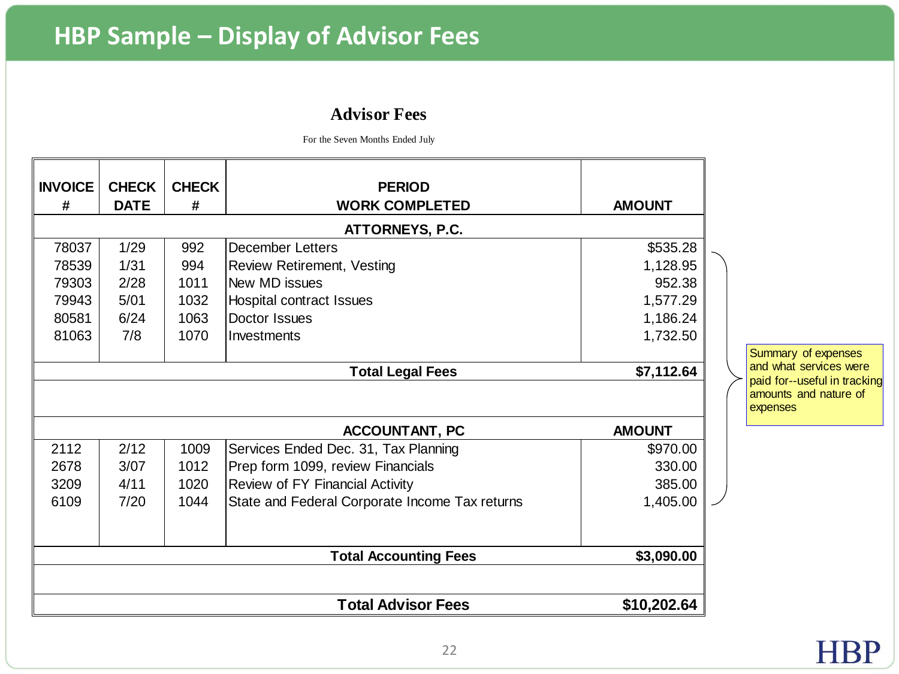# HBP Sample – Display of Advisor Fees

## Advisor Fees

For the Seven Months Ended July

| INVOICE # | CHECK DATE | CHECK # | PERIOD WORK COMPLETED | AMOUNT |
|---|---|---|---|---|
| | | | **ATTORNEYS, P.C.** | |
| 78037 | 1/29 | 992 | December Letters | $535.28 |
| 78539 | 1/31 | 994 | Review Retirement, Vesting | 1,128.95 |
| 79303 | 2/28 | 1011 | New MD issues | 952.38 |
| 79943 | 5/01 | 1032 | Hospital contract Issues | 1,577.29 |
| 80581 | 6/24 | 1063 | Doctor Issues | 1,186.24 |
| 81063 | 7/8 | 1070 | Investments | 1,732.50 |
| | | | **Total Legal Fees** | **$7,112.64** |
| | | | **ACCOUNTANT, PC** | **AMOUNT** |
| 2112 | 2/12 | 1009 | Services Ended Dec. 31, Tax Planning | $970.00 |
| 2678 | 3/07 | 1012 | Prep form 1099, review Financials | 330.00 |
| 3209 | 4/11 | 1020 | Review of FY Financial Activity | 385.00 |
| 6109 | 7/20 | 1044 | State and Federal Corporate Income Tax returns | 1,405.00 |
| | | | **Total Accounting Fees** | **$3,090.00** |
| | | | **Total Advisor Fees** | **$10,202.64** |

Summary of expenses and what services were paid for--useful in tracking amounts and nature of expenses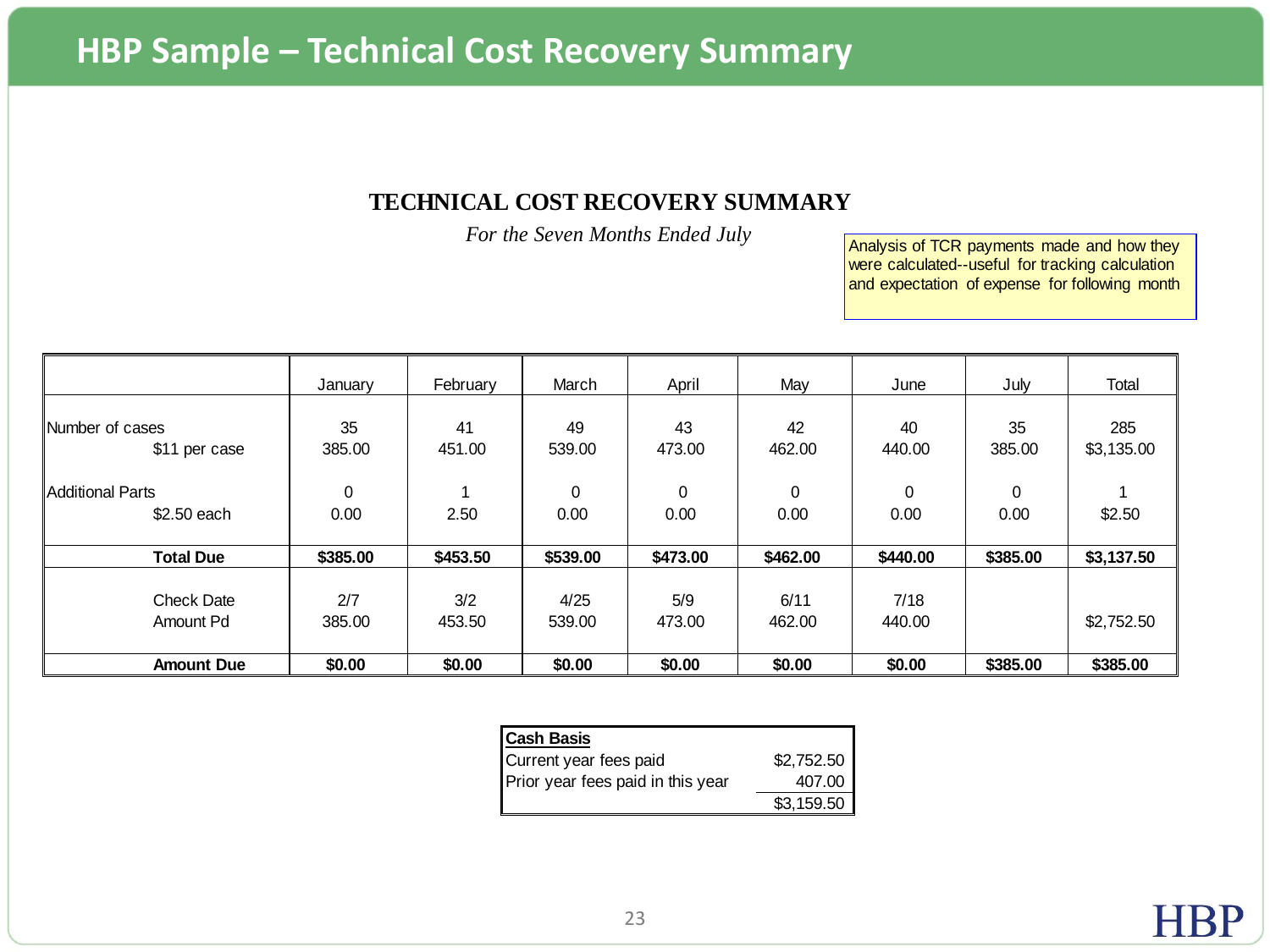# HBP Sample – Technical Cost Recovery Summary

## TECHNICAL COST RECOVERY SUMMARY

*For the Seven Months Ended July*

Analysis of TCR payments made and how they were calculated--useful for tracking calculation and expectation of expense for following month

| | January | February | March | April | May | June | July | Total |
|---|---|---|---|---|---|---|---|---|
| Number of cases | 35 | 41 | 49 | 43 | 42 | 40 | 35 | 285 |
| $11 per case | 385.00 | 451.00 | 539.00 | 473.00 | 462.00 | 440.00 | 385.00 | $3,135.00 |
| Additional Parts | 0 | 1 | 0 | 0 | 0 | 0 | 0 | 1 |
| $2.50 each | 0.00 | 2.50 | 0.00 | 0.00 | 0.00 | 0.00 | 0.00 | $2.50 |
| **Total Due** | **$385.00** | **$453.50** | **$539.00** | **$473.00** | **$462.00** | **$440.00** | **$385.00** | **$3,137.50** |
| Check Date | 2/7 | 3/2 | 4/25 | 5/9 | 6/11 | 7/18 | | |
| Amount Pd | 385.00 | 453.50 | 539.00 | 473.00 | 462.00 | 440.00 | | $2,752.50 |
| **Amount Due** | **$0.00** | **$0.00** | **$0.00** | **$0.00** | **$0.00** | **$0.00** | **$385.00** | **$385.00** |

| **Cash Basis** | |
|---|---|
| Current year fees paid | $2,752.50 |
| Prior year fees paid in this year | 407.00 |
| | $3,159.50 |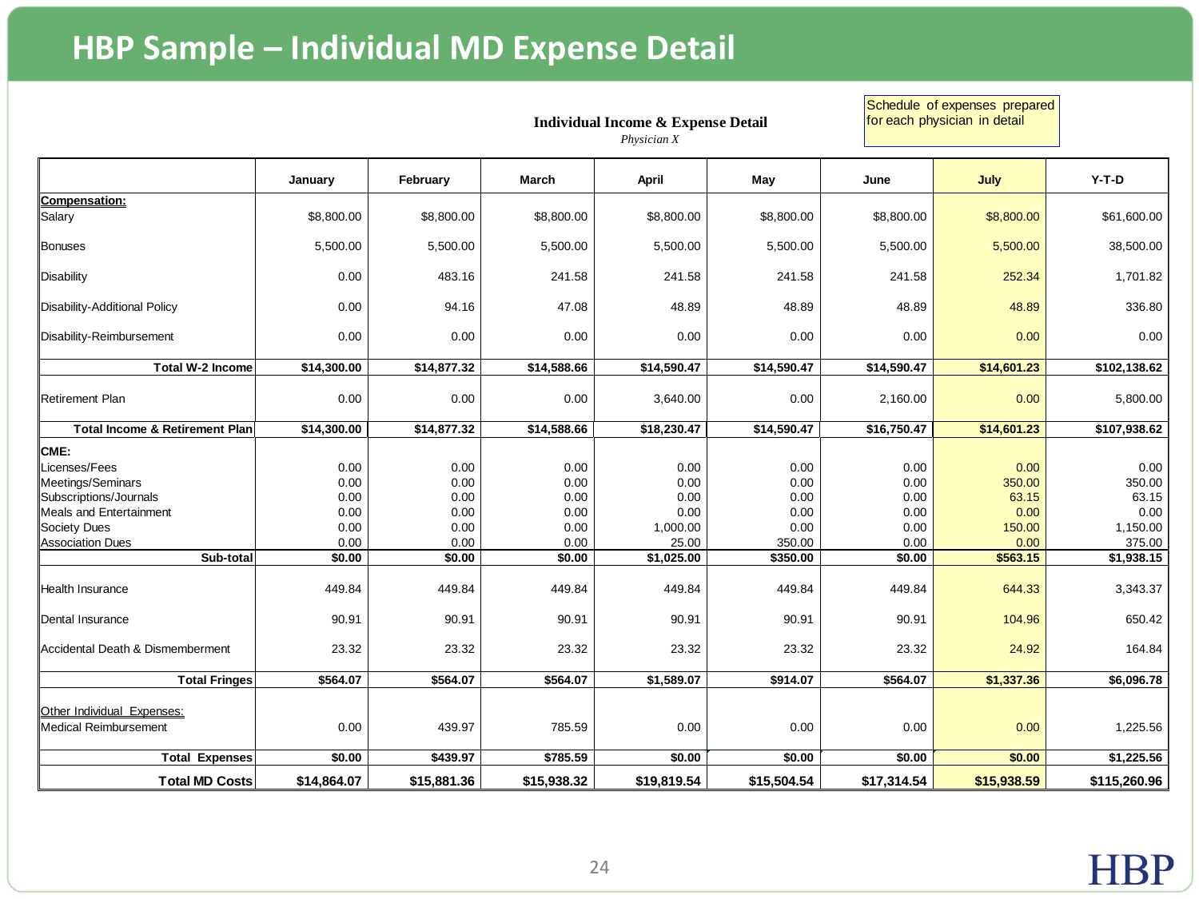# HBP Sample – Individual MD Expense Detail

**Individual Income & Expense Detail**

*Physician X*

Schedule of expenses prepared for each physician in detail

| | January | February | March | April | May | June | July | Y-T-D |
|---|---|---|---|---|---|---|---|---|
| **Compensation:** | | | | | | | | |
| Salary | $8,800.00 | $8,800.00 | $8,800.00 | $8,800.00 | $8,800.00 | $8,800.00 | $8,800.00 | $61,600.00 |
| Bonuses | 5,500.00 | 5,500.00 | 5,500.00 | 5,500.00 | 5,500.00 | 5,500.00 | 5,500.00 | 38,500.00 |
| Disability | 0.00 | 483.16 | 241.58 | 241.58 | 241.58 | 241.58 | 252.34 | 1,701.82 |
| Disability-Additional Policy | 0.00 | 94.16 | 47.08 | 48.89 | 48.89 | 48.89 | 48.89 | 336.80 |
| Disability-Reimbursement | 0.00 | 0.00 | 0.00 | 0.00 | 0.00 | 0.00 | 0.00 | 0.00 |
| **Total W-2 Income** | **$14,300.00** | **$14,877.32** | **$14,588.66** | **$14,590.47** | **$14,590.47** | **$14,590.47** | **$14,601.23** | **$102,138.62** |
| Retirement Plan | 0.00 | 0.00 | 0.00 | 3,640.00 | 0.00 | 2,160.00 | 0.00 | 5,800.00 |
| **Total Income & Retirement Plan** | **$14,300.00** | **$14,877.32** | **$14,588.66** | **$18,230.47** | **$14,590.47** | **$16,750.47** | **$14,601.23** | **$107,938.62** |
| **CME:** | | | | | | | | |
| Licenses/Fees | 0.00 | 0.00 | 0.00 | 0.00 | 0.00 | 0.00 | 0.00 | 0.00 |
| Meetings/Seminars | 0.00 | 0.00 | 0.00 | 0.00 | 0.00 | 0.00 | 350.00 | 350.00 |
| Subscriptions/Journals | 0.00 | 0.00 | 0.00 | 0.00 | 0.00 | 0.00 | 63.15 | 63.15 |
| Meals and Entertainment | 0.00 | 0.00 | 0.00 | 0.00 | 0.00 | 0.00 | 0.00 | 0.00 |
| Society Dues | 0.00 | 0.00 | 0.00 | 1,000.00 | 0.00 | 0.00 | 150.00 | 1,150.00 |
| Association Dues | 0.00 | 0.00 | 0.00 | 25.00 | 350.00 | 0.00 | 0.00 | 375.00 |
| **Sub-total** | **$0.00** | **$0.00** | **$0.00** | **$1,025.00** | **$350.00** | **$0.00** | **$563.15** | **$1,938.15** |
| Health Insurance | 449.84 | 449.84 | 449.84 | 449.84 | 449.84 | 449.84 | 644.33 | 3,343.37 |
| Dental Insurance | 90.91 | 90.91 | 90.91 | 90.91 | 90.91 | 90.91 | 104.96 | 650.42 |
| Accidental Death & Dismemberment | 23.32 | 23.32 | 23.32 | 23.32 | 23.32 | 23.32 | 24.92 | 164.84 |
| **Total Fringes** | **$564.07** | **$564.07** | **$564.07** | **$1,589.07** | **$914.07** | **$564.07** | **$1,337.36** | **$6,096.78** |
| Other Individual Expenses: | | | | | | | | |
| Medical Reimbursement | 0.00 | 439.97 | 785.59 | 0.00 | 0.00 | 0.00 | 0.00 | 1,225.56 |
| **Total Expenses** | **$0.00** | **$439.97** | **$785.59** | **$0.00** | **$0.00** | **$0.00** | **$0.00** | **$1,225.56** |
| **Total MD Costs** | **$14,864.07** | **$15,881.36** | **$15,938.32** | **$19,819.54** | **$15,504.54** | **$17,314.54** | **$15,938.59** | **$115,260.96** |

HBP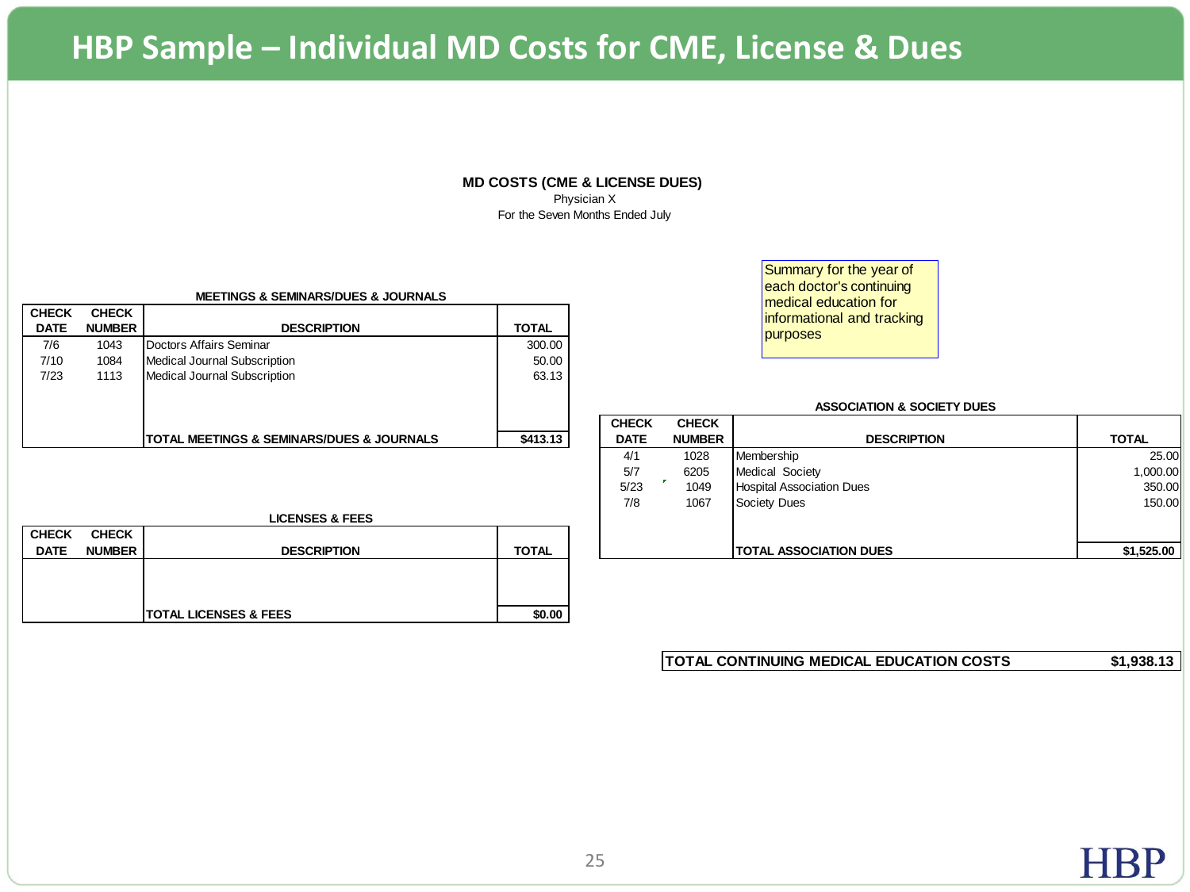# HBP Sample – Individual MD Costs for CME, License & Dues

**MD COSTS (CME & LICENSE DUES)**
Physician X
For the Seven Months Ended July

Summary for the year of each doctor's continuing medical education for informational and tracking purposes

**MEETINGS & SEMINARS/DUES & JOURNALS**

| CHECK DATE | CHECK NUMBER | DESCRIPTION | TOTAL |
|---|---|---|---|
| 7/6 | 1043 | Doctors Affairs Seminar | 300.00 |
| 7/10 | 1084 | Medical Journal Subscription | 50.00 |
| 7/23 | 1113 | Medical Journal Subscription | 63.13 |
| | | **TOTAL MEETINGS & SEMINARS/DUES & JOURNALS** | **$413.13** |

**LICENSES & FEES**

| CHECK DATE | CHECK NUMBER | DESCRIPTION | TOTAL |
|---|---|---|---|
| | | **TOTAL LICENSES & FEES** | **$0.00** |

**ASSOCIATION & SOCIETY DUES**

| CHECK DATE | CHECK NUMBER | DESCRIPTION | TOTAL |
|---|---|---|---|
| 4/1 | 1028 | Membership | 25.00 |
| 5/7 | 6205 | Medical Society | 1,000.00 |
| 5/23 | 1049 | Hospital Association Dues | 350.00 |
| 7/8 | 1067 | Society Dues | 150.00 |
| | | **TOTAL ASSOCIATION DUES** | **$1,525.00** |

| **TOTAL CONTINUING MEDICAL EDUCATION COSTS** | **$1,938.13** |
|---|---|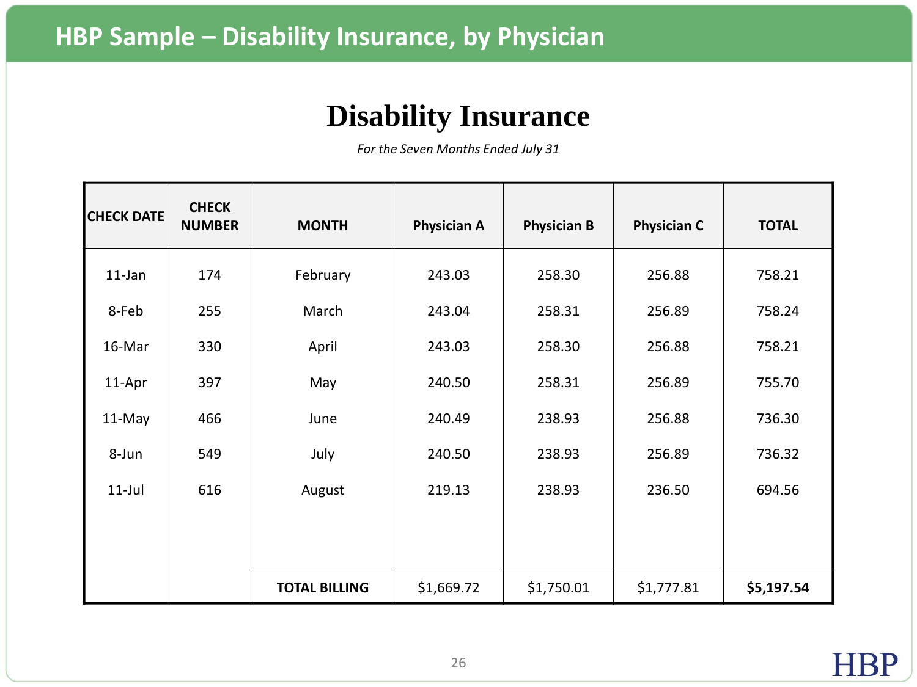# HBP Sample – Disability Insurance, by Physician

## Disability Insurance

*For the Seven Months Ended July 31*

| CHECK DATE | CHECK NUMBER | MONTH | Physician A | Physician B | Physician C | TOTAL |
|---|---|---|---|---|---|---|
| 11-Jan | 174 | February | 243.03 | 258.30 | 256.88 | 758.21 |
| 8-Feb | 255 | March | 243.04 | 258.31 | 256.89 | 758.24 |
| 16-Mar | 330 | April | 243.03 | 258.30 | 256.88 | 758.21 |
| 11-Apr | 397 | May | 240.50 | 258.31 | 256.89 | 755.70 |
| 11-May | 466 | June | 240.49 | 238.93 | 256.88 | 736.30 |
| 8-Jun | 549 | July | 240.50 | 238.93 | 256.89 | 736.32 |
| 11-Jul | 616 | August | 219.13 | 238.93 | 236.50 | 694.56 |
| | | **TOTAL BILLING** | $1,669.72 | $1,750.01 | $1,777.81 | **$5,197.54** |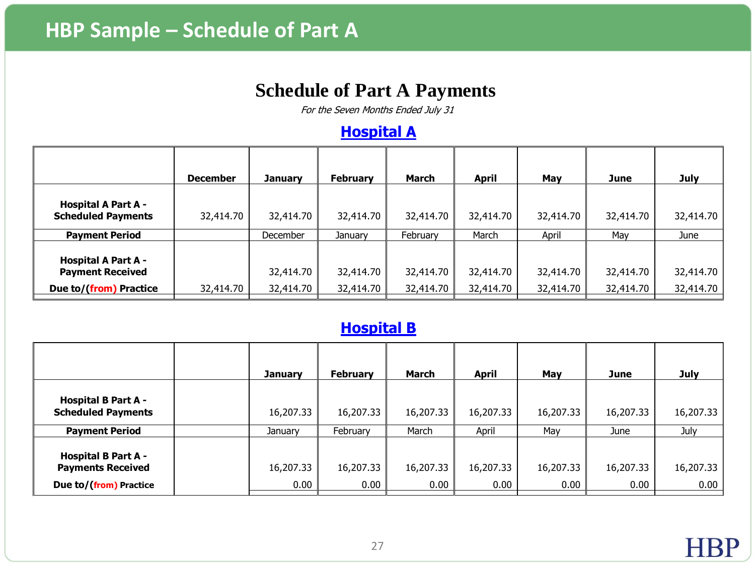# HBP Sample – Schedule of Part A

## Schedule of Part A Payments

*For the Seven Months Ended July 31*

### Hospital A

| | December | January | February | March | April | May | June | July |
|---|---|---|---|---|---|---|---|---|
| **Hospital A Part A - Scheduled Payments** | 32,414.70 | 32,414.70 | 32,414.70 | 32,414.70 | 32,414.70 | 32,414.70 | 32,414.70 | 32,414.70 |
| **Payment Period** | | December | January | February | March | April | May | June |
| **Hospital A Part A - Payment Received** | | 32,414.70 | 32,414.70 | 32,414.70 | 32,414.70 | 32,414.70 | 32,414.70 | 32,414.70 |
| **Due to/(from) Practice** | 32,414.70 | 32,414.70 | 32,414.70 | 32,414.70 | 32,414.70 | 32,414.70 | 32,414.70 | 32,414.70 |

### Hospital B

| | | January | February | March | April | May | June | July |
|---|---|---|---|---|---|---|---|---|
| **Hospital B Part A - Scheduled Payments** | | 16,207.33 | 16,207.33 | 16,207.33 | 16,207.33 | 16,207.33 | 16,207.33 | 16,207.33 |
| **Payment Period** | | January | February | March | April | May | June | July |
| **Hospital B Part A - Payments Received** | | 16,207.33 | 16,207.33 | 16,207.33 | 16,207.33 | 16,207.33 | 16,207.33 | 16,207.33 |
| **Due to/(from) Practice** | | 0.00 | 0.00 | 0.00 | 0.00 | 0.00 | 0.00 | 0.00 |

HBP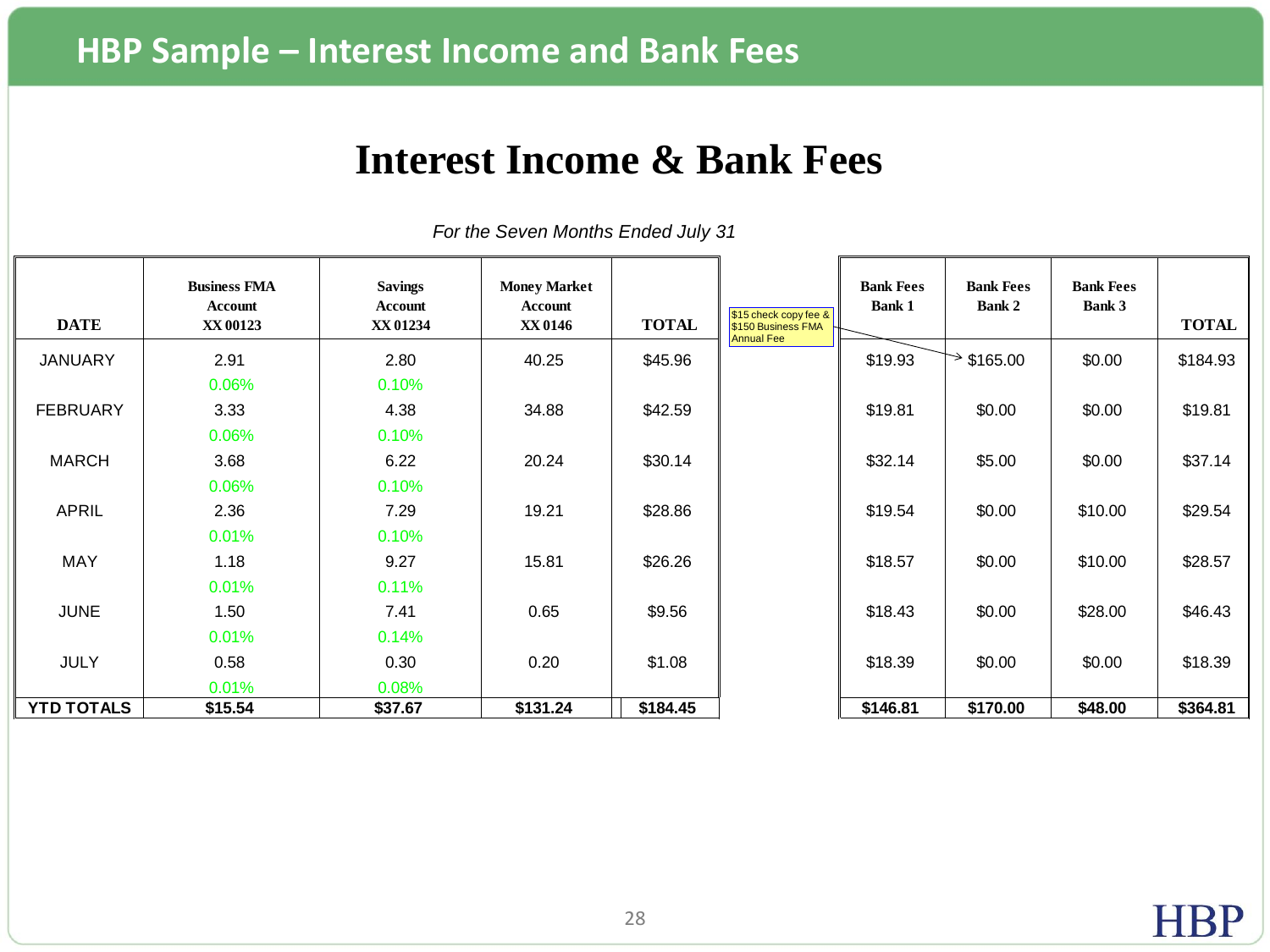# HBP Sample – Interest Income and Bank Fees

## Interest Income & Bank Fees

*For the Seven Months Ended July 31*

| DATE | Business FMA Account XX 00123 | Savings Account XX 01234 | Money Market Account XX 0146 | TOTAL |
|---|---|---|---|---|
| JANUARY | 2.91 | 2.80 | 40.25 | $45.96 |
| | 0.06% | 0.10% | | |
| FEBRUARY | 3.33 | 4.38 | 34.88 | $42.59 |
| | 0.06% | 0.10% | | |
| MARCH | 3.68 | 6.22 | 20.24 | $30.14 |
| | 0.06% | 0.10% | | |
| APRIL | 2.36 | 7.29 | 19.21 | $28.86 |
| | 0.01% | 0.10% | | |
| MAY | 1.18 | 9.27 | 15.81 | $26.26 |
| | 0.01% | 0.11% | | |
| JUNE | 1.50 | 7.41 | 0.65 | $9.56 |
| | 0.01% | 0.14% | | |
| JULY | 0.58 | 0.30 | 0.20 | $1.08 |
| | 0.01% | 0.08% | | |
| **YTD TOTALS** | **$15.54** | **$37.67** | **$131.24** | **$184.45** |

| Bank Fees Bank 1 | Bank Fees Bank 2 | Bank Fees Bank 3 | TOTAL |
|---|---|---|---|
| $19.93 | $165.00 | $0.00 | $184.93 |
| $19.81 | $0.00 | $0.00 | $19.81 |
| $32.14 | $5.00 | $0.00 | $37.14 |
| $19.54 | $0.00 | $10.00 | $29.54 |
| $18.57 | $0.00 | $10.00 | $28.57 |
| $18.43 | $0.00 | $28.00 | $46.43 |
| $18.39 | $0.00 | $0.00 | $18.39 |
| **$146.81** | **$170.00** | **$48.00** | **$364.81** |

Note (January, Bank 2 $165.00): $15 check copy fee & $150 Business FMA Annual Fee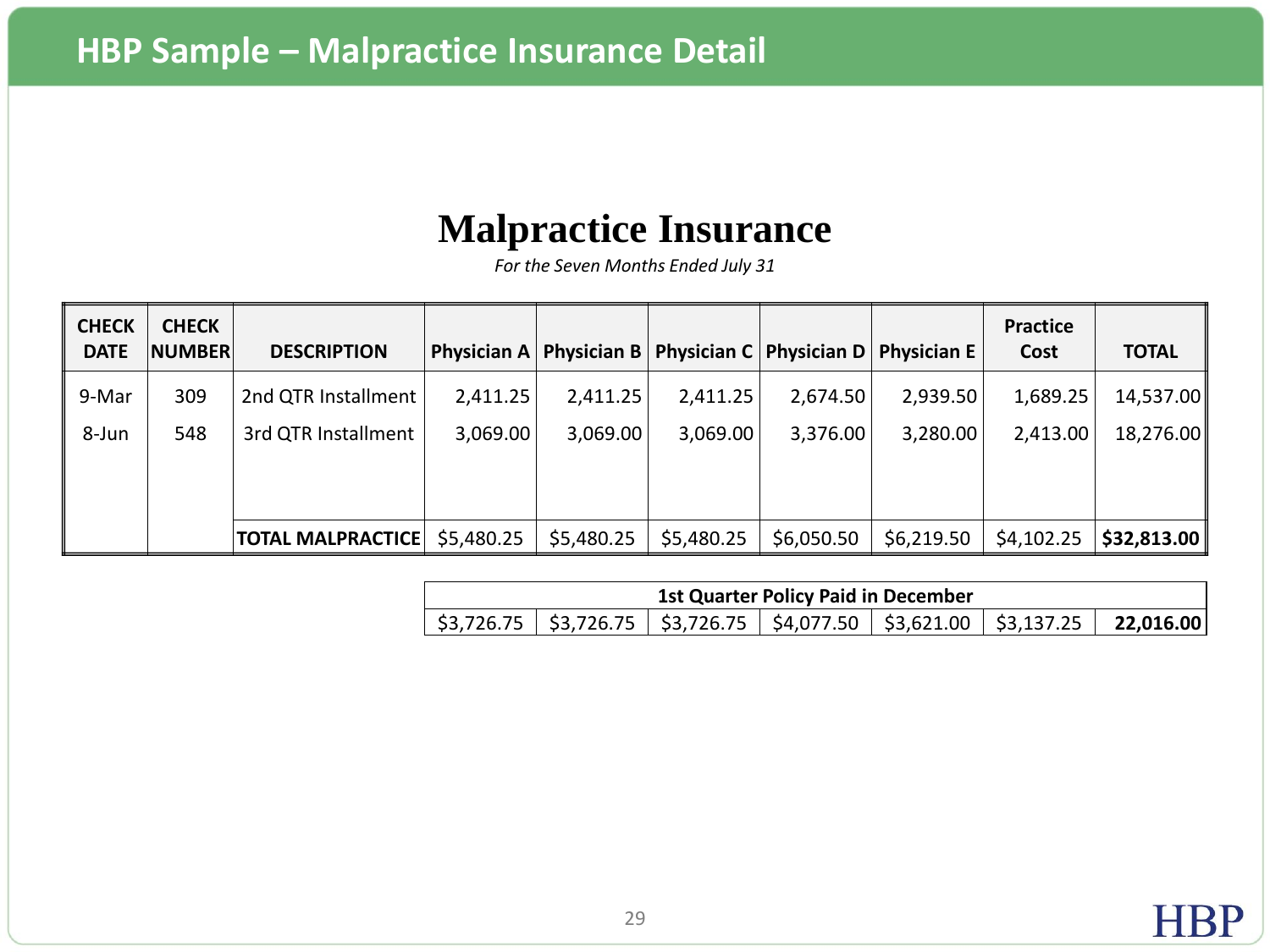# HBP Sample – Malpractice Insurance Detail

## Malpractice Insurance

*For the Seven Months Ended July 31*

| CHECK DATE | CHECK NUMBER | DESCRIPTION | Physician A | Physician B | Physician C | Physician D | Physician E | Practice Cost | TOTAL |
|---|---|---|---|---|---|---|---|---|---|
| 9-Mar | 309 | 2nd QTR Installment | 2,411.25 | 2,411.25 | 2,411.25 | 2,674.50 | 2,939.50 | 1,689.25 | 14,537.00 |
| 8-Jun | 548 | 3rd QTR Installment | 3,069.00 | 3,069.00 | 3,069.00 | 3,376.00 | 3,280.00 | 2,413.00 | 18,276.00 |
| | | **TOTAL MALPRACTICE** | $5,480.25 | $5,480.25 | $5,480.25 | $6,050.50 | $6,219.50 | $4,102.25 | **$32,813.00** |

| **1st Quarter Policy Paid in December** | | | | | | |
|---|---|---|---|---|---|---|
| $3,726.75 | $3,726.75 | $3,726.75 | $4,077.50 | $3,621.00 | $3,137.25 | **22,016.00** |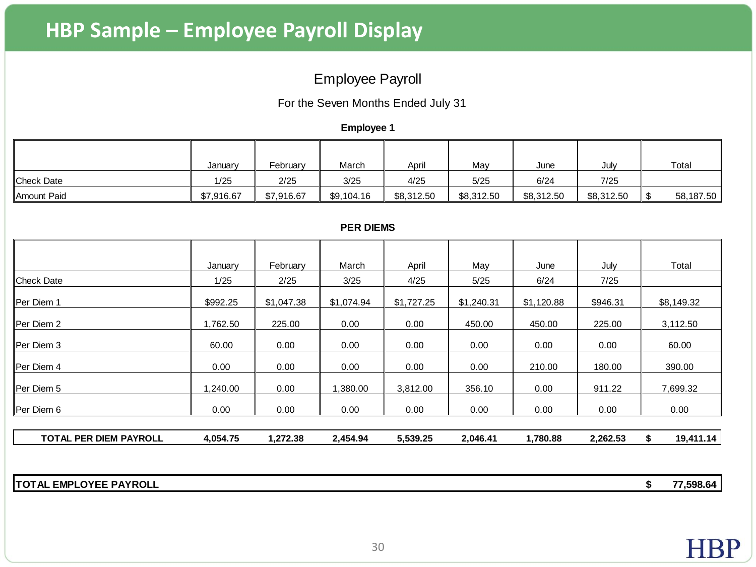# HBP Sample – Employee Payroll Display

## Employee Payroll

For the Seven Months Ended July 31

**Employee 1**

| | January | February | March | April | May | June | July | Total |
|---|---|---|---|---|---|---|---|---|
| Check Date | 1/25 | 2/25 | 3/25 | 4/25 | 5/25 | 6/24 | 7/25 | |
| Amount Paid | $7,916.67 | $7,916.67 | $9,104.16 | $8,312.50 | $8,312.50 | $8,312.50 | $8,312.50 | $ 58,187.50 |

**PER DIEMS**

| | January | February | March | April | May | June | July | Total |
|---|---|---|---|---|---|---|---|---|
| Check Date | 1/25 | 2/25 | 3/25 | 4/25 | 5/25 | 6/24 | 7/25 | |
| Per Diem 1 | $992.25 | $1,047.38 | $1,074.94 | $1,727.25 | $1,240.31 | $1,120.88 | $946.31 | $8,149.32 |
| Per Diem 2 | 1,762.50 | 225.00 | 0.00 | 0.00 | 450.00 | 450.00 | 225.00 | 3,112.50 |
| Per Diem 3 | 60.00 | 0.00 | 0.00 | 0.00 | 0.00 | 0.00 | 0.00 | 60.00 |
| Per Diem 4 | 0.00 | 0.00 | 0.00 | 0.00 | 0.00 | 210.00 | 180.00 | 390.00 |
| Per Diem 5 | 1,240.00 | 0.00 | 1,380.00 | 3,812.00 | 356.10 | 0.00 | 911.22 | 7,699.32 |
| Per Diem 6 | 0.00 | 0.00 | 0.00 | 0.00 | 0.00 | 0.00 | 0.00 | 0.00 |
| **TOTAL PER DIEM PAYROLL** | **4,054.75** | **1,272.38** | **2,454.94** | **5,539.25** | **2,046.41** | **1,780.88** | **2,262.53** | **$ 19,411.14** |

| | |
|---|---|
| **TOTAL EMPLOYEE PAYROLL** | **$ 77,598.64** |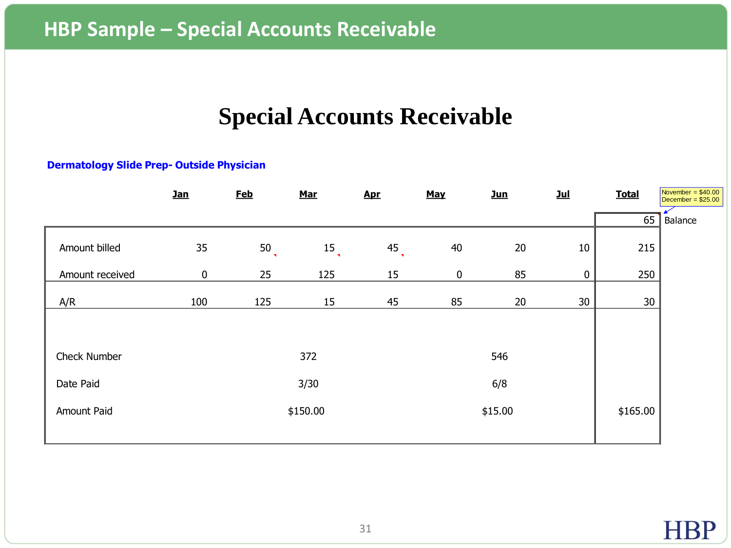# HBP Sample – Special Accounts Receivable

## Special Accounts Receivable

**Dermatology Slide Prep- Outside Physician**

November = $40.00
December = $25.00

| | Jan | Feb | Mar | Apr | May | Jun | Jul | Total | |
|---|---|---|---|---|---|---|---|---|---|
| | | | | | | | | 65 | Balance |
| Amount billed | 35 | 50 | 15 | 45 | 40 | 20 | 10 | 215 | |
| Amount received | 0 | 25 | 125 | 15 | 0 | 85 | 0 | 250 | |
| A/R | 100 | 125 | 15 | 45 | 85 | 20 | 30 | 30 | |
| Check Number | | | 372 | | | 546 | | | |
| Date Paid | | | 3/30 | | | 6/8 | | | |
| Amount Paid | | | $150.00 | | | $15.00 | | $165.00 | |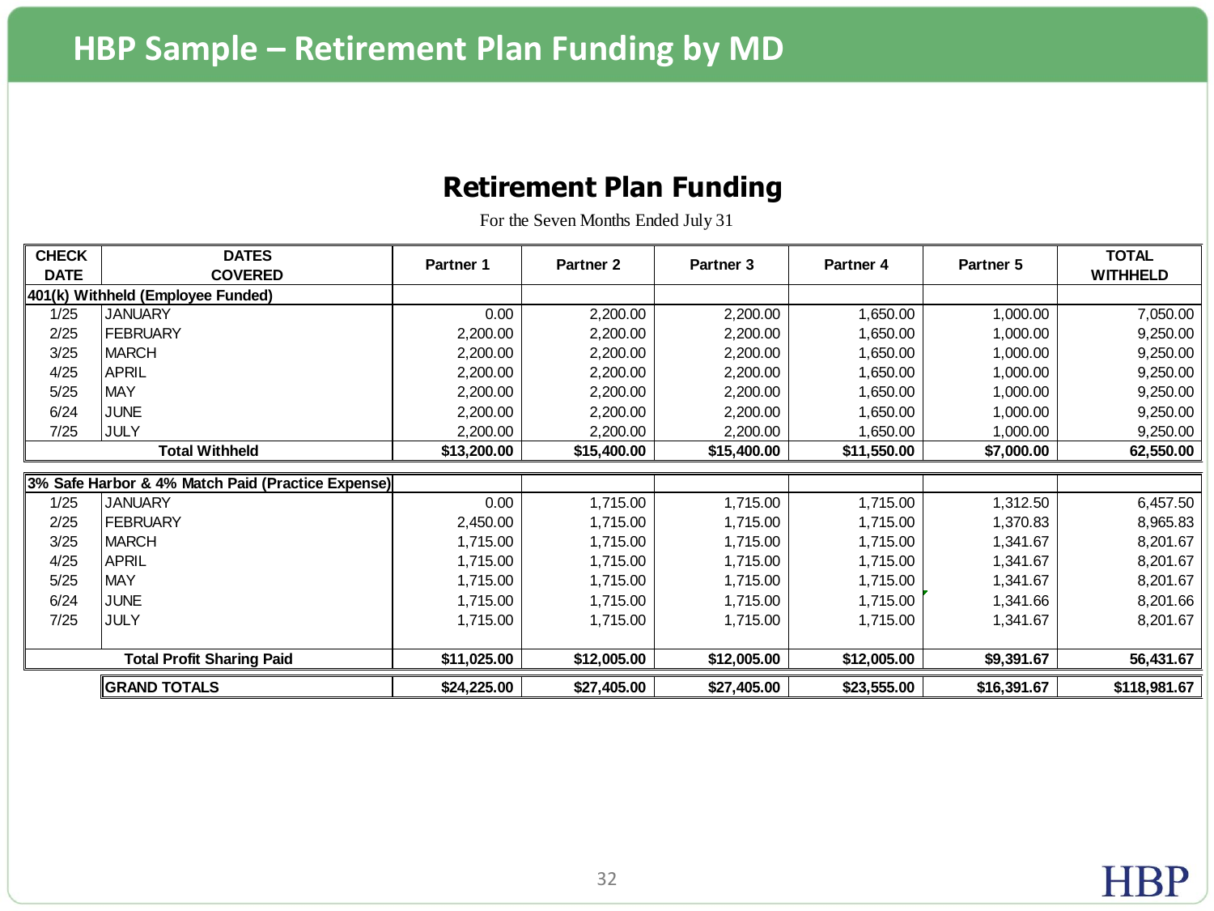# HBP Sample – Retirement Plan Funding by MD

## Retirement Plan Funding

For the Seven Months Ended July 31

| CHECK DATE | DATES COVERED | Partner 1 | Partner 2 | Partner 3 | Partner 4 | Partner 5 | TOTAL WITHHELD |
|---|---|---|---|---|---|---|---|
| **401(k) Withheld (Employee Funded)** | | | | | | | |
| 1/25 | JANUARY | 0.00 | 2,200.00 | 2,200.00 | 1,650.00 | 1,000.00 | 7,050.00 |
| 2/25 | FEBRUARY | 2,200.00 | 2,200.00 | 2,200.00 | 1,650.00 | 1,000.00 | 9,250.00 |
| 3/25 | MARCH | 2,200.00 | 2,200.00 | 2,200.00 | 1,650.00 | 1,000.00 | 9,250.00 |
| 4/25 | APRIL | 2,200.00 | 2,200.00 | 2,200.00 | 1,650.00 | 1,000.00 | 9,250.00 |
| 5/25 | MAY | 2,200.00 | 2,200.00 | 2,200.00 | 1,650.00 | 1,000.00 | 9,250.00 |
| 6/24 | JUNE | 2,200.00 | 2,200.00 | 2,200.00 | 1,650.00 | 1,000.00 | 9,250.00 |
| 7/25 | JULY | 2,200.00 | 2,200.00 | 2,200.00 | 1,650.00 | 1,000.00 | 9,250.00 |
| | **Total Withheld** | **$13,200.00** | **$15,400.00** | **$15,400.00** | **$11,550.00** | **$7,000.00** | **62,550.00** |
| **3% Safe Harbor & 4% Match Paid (Practice Expense)** | | | | | | | |
| 1/25 | JANUARY | 0.00 | 1,715.00 | 1,715.00 | 1,715.00 | 1,312.50 | 6,457.50 |
| 2/25 | FEBRUARY | 2,450.00 | 1,715.00 | 1,715.00 | 1,715.00 | 1,370.83 | 8,965.83 |
| 3/25 | MARCH | 1,715.00 | 1,715.00 | 1,715.00 | 1,715.00 | 1,341.67 | 8,201.67 |
| 4/25 | APRIL | 1,715.00 | 1,715.00 | 1,715.00 | 1,715.00 | 1,341.67 | 8,201.67 |
| 5/25 | MAY | 1,715.00 | 1,715.00 | 1,715.00 | 1,715.00 | 1,341.67 | 8,201.67 |
| 6/24 | JUNE | 1,715.00 | 1,715.00 | 1,715.00 | 1,715.00 | 1,341.66 | 8,201.66 |
| 7/25 | JULY | 1,715.00 | 1,715.00 | 1,715.00 | 1,715.00 | 1,341.67 | 8,201.67 |
| | **Total Profit Sharing Paid** | **$11,025.00** | **$12,005.00** | **$12,005.00** | **$12,005.00** | **$9,391.67** | **56,431.67** |
| | **GRAND TOTALS** | **$24,225.00** | **$27,405.00** | **$27,405.00** | **$23,555.00** | **$16,391.67** | **$118,981.67** |

HBP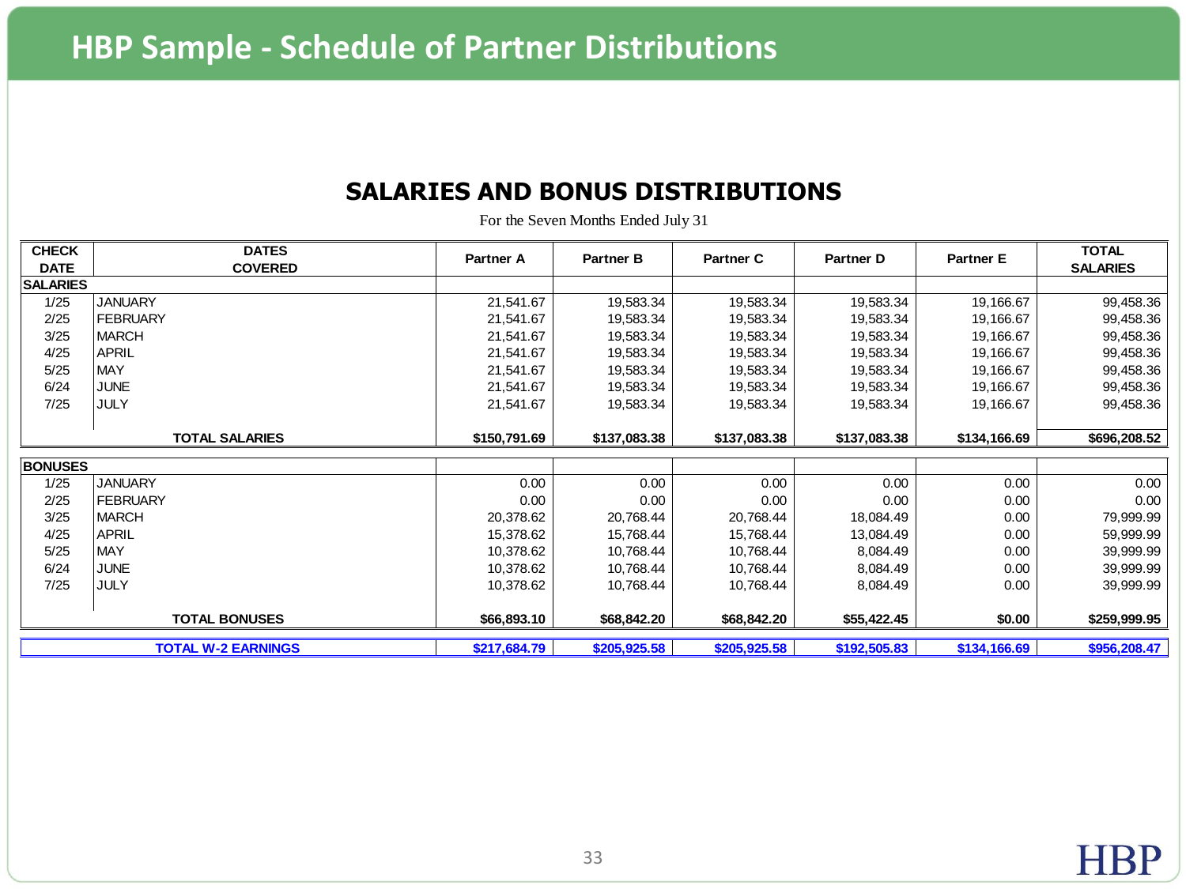# HBP Sample - Schedule of Partner Distributions

## SALARIES AND BONUS DISTRIBUTIONS

For the Seven Months Ended July 31

| CHECK DATE | DATES COVERED | Partner A | Partner B | Partner C | Partner D | Partner E | TOTAL SALARIES |
|---|---|---|---|---|---|---|---|
| **SALARIES** | | | | | | | |
| 1/25 | JANUARY | 21,541.67 | 19,583.34 | 19,583.34 | 19,583.34 | 19,166.67 | 99,458.36 |
| 2/25 | FEBRUARY | 21,541.67 | 19,583.34 | 19,583.34 | 19,583.34 | 19,166.67 | 99,458.36 |
| 3/25 | MARCH | 21,541.67 | 19,583.34 | 19,583.34 | 19,583.34 | 19,166.67 | 99,458.36 |
| 4/25 | APRIL | 21,541.67 | 19,583.34 | 19,583.34 | 19,583.34 | 19,166.67 | 99,458.36 |
| 5/25 | MAY | 21,541.67 | 19,583.34 | 19,583.34 | 19,583.34 | 19,166.67 | 99,458.36 |
| 6/24 | JUNE | 21,541.67 | 19,583.34 | 19,583.34 | 19,583.34 | 19,166.67 | 99,458.36 |
| 7/25 | JULY | 21,541.67 | 19,583.34 | 19,583.34 | 19,583.34 | 19,166.67 | 99,458.36 |
| | **TOTAL SALARIES** | **$150,791.69** | **$137,083.38** | **$137,083.38** | **$137,083.38** | **$134,166.69** | **$696,208.52** |
| **BONUSES** | | | | | | | |
| 1/25 | JANUARY | 0.00 | 0.00 | 0.00 | 0.00 | 0.00 | 0.00 |
| 2/25 | FEBRUARY | 0.00 | 0.00 | 0.00 | 0.00 | 0.00 | 0.00 |
| 3/25 | MARCH | 20,378.62 | 20,768.44 | 20,768.44 | 18,084.49 | 0.00 | 79,999.99 |
| 4/25 | APRIL | 15,378.62 | 15,768.44 | 15,768.44 | 13,084.49 | 0.00 | 59,999.99 |
| 5/25 | MAY | 10,378.62 | 10,768.44 | 10,768.44 | 8,084.49 | 0.00 | 39,999.99 |
| 6/24 | JUNE | 10,378.62 | 10,768.44 | 10,768.44 | 8,084.49 | 0.00 | 39,999.99 |
| 7/25 | JULY | 10,378.62 | 10,768.44 | 10,768.44 | 8,084.49 | 0.00 | 39,999.99 |
| | **TOTAL BONUSES** | **$66,893.10** | **$68,842.20** | **$68,842.20** | **$55,422.45** | **$0.00** | **$259,999.95** |
| | **TOTAL W-2 EARNINGS** | **$217,684.79** | **$205,925.58** | **$205,925.58** | **$192,505.83** | **$134,166.69** | **$956,208.47** |

HBP